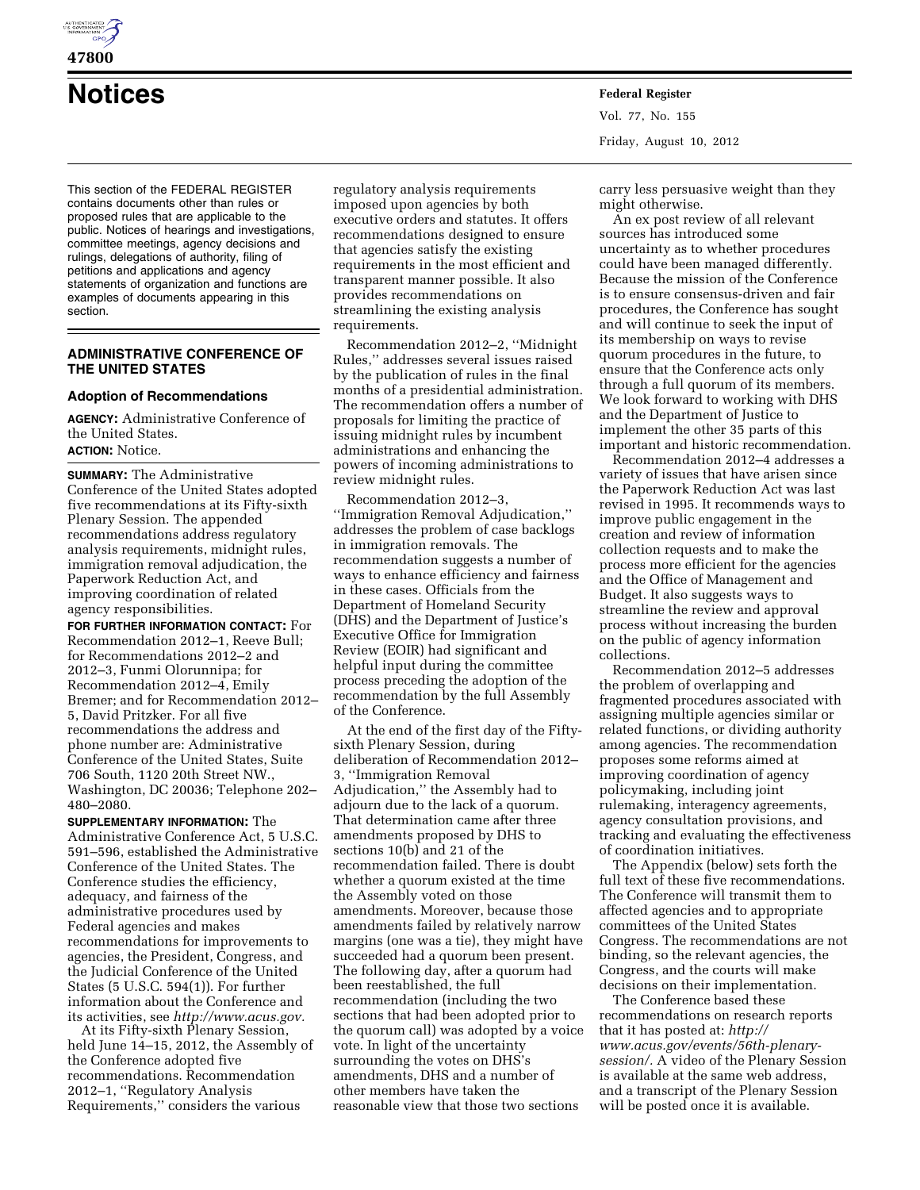# Notices

This section of the FEDERAL REGISTER contains documents other than rules or proposed rules that are applicable to the public. Notices of hearings and investigations, committee meetings, agency decisions and rulings, delegations of authority, filing of petitions and applications and agency statements of organization and functions are examples of documents appearing in this section.

## ADMINISTRATIVE CONFERENCE OF THE UNITED STATES

### Adoption of Recommendations

**AGENCY:** Administrative Conference of the United States.

**ACTION:** Notice.

**SUMMARY:** The Administrative Conference of the United States adopted five recommendations at its Fifty-sixth Plenary Session. The appended recommendations address regulatory analysis requirements, midnight rules, immigration removal adjudication, the Paperwork Reduction Act, and improving coordination of related agency responsibilities.

**FOR FURTHER INFORMATION CONTACT:** For Recommendation 2012–1, Reeve Bull; for Recommendations 2012–2 and 2012–3, Funmi Olorunnipa; for Recommendation 2012–4, Emily Bremer; and for Recommendation 2012–5, David Pritzker. For all five recommendations the address and phone number are: Administrative Conference of the United States, Suite 706 South, 1120 20th Street NW., Washington, DC 20036; Telephone 202–480–2080.

**SUPPLEMENTARY INFORMATION:** The Administrative Conference Act, 5 U.S.C. 591–596, established the Administrative Conference of the United States. The Conference studies the efficiency, adequacy, and fairness of the administrative procedures used by Federal agencies and makes recommendations for improvements to agencies, the President, Congress, and the Judicial Conference of the United States (5 U.S.C. 594(1)). For further information about the Conference and its activities, see *http://www.acus.gov.*

At its Fifty-sixth Plenary Session, held June 14–15, 2012, the Assembly of the Conference adopted five recommendations. Recommendation 2012–1, ''Regulatory Analysis Requirements,'' considers the various regulatory analysis requirements imposed upon agencies by both executive orders and statutes. It offers recommendations designed to ensure that agencies satisfy the existing requirements in the most efficient and transparent manner possible. It also provides recommendations on streamlining the existing analysis requirements.

Recommendation 2012–2, ''Midnight Rules,'' addresses several issues raised by the publication of rules in the final months of a presidential administration. The recommendation offers a number of proposals for limiting the practice of issuing midnight rules by incumbent administrations and enhancing the powers of incoming administrations to review midnight rules.

Recommendation 2012–3, ''Immigration Removal Adjudication,'' addresses the problem of case backlogs in immigration removals. The recommendation suggests a number of ways to enhance efficiency and fairness in these cases. Officials from the Department of Homeland Security (DHS) and the Department of Justice's Executive Office for Immigration Review (EOIR) had significant and helpful input during the committee process preceding the adoption of the recommendation by the full Assembly of the Conference.

At the end of the first day of the Fifty-sixth Plenary Session, during deliberation of Recommendation 2012–3, ''Immigration Removal Adjudication,'' the Assembly had to adjourn due to the lack of a quorum. That determination came after three amendments proposed by DHS to sections 10(b) and 21 of the recommendation failed. There is doubt whether a quorum existed at the time the Assembly voted on those amendments. Moreover, because those amendments failed by relatively narrow margins (one was a tie), they might have succeeded had a quorum been present. The following day, after a quorum had been reestablished, the full recommendation (including the two sections that had been adopted prior to the quorum call) was adopted by a voice vote. In light of the uncertainty surrounding the votes on DHS's amendments, DHS and a number of other members have taken the reasonable view that those two sections carry less persuasive weight than they might otherwise.

An ex post review of all relevant sources has introduced some uncertainty as to whether procedures could have been managed differently. Because the mission of the Conference is to ensure consensus-driven and fair procedures, the Conference has sought and will continue to seek the input of its membership on ways to revise quorum procedures in the future, to ensure that the Conference acts only through a full quorum of its members. We look forward to working with DHS and the Department of Justice to implement the other 35 parts of this important and historic recommendation.

Recommendation 2012–4 addresses a variety of issues that have arisen since the Paperwork Reduction Act was last revised in 1995. It recommends ways to improve public engagement in the creation and review of information collection requests and to make the process more efficient for the agencies and the Office of Management and Budget. It also suggests ways to streamline the review and approval process without increasing the burden on the public of agency information collections.

Recommendation 2012–5 addresses the problem of overlapping and fragmented procedures associated with assigning multiple agencies similar or related functions, or dividing authority among agencies. The recommendation proposes some reforms aimed at improving coordination of agency policymaking, including joint rulemaking, interagency agreements, agency consultation provisions, and tracking and evaluating the effectiveness of coordination initiatives.

The Appendix (below) sets forth the full text of these five recommendations. The Conference will transmit them to affected agencies and to appropriate committees of the United States Congress. The recommendations are not binding, so the relevant agencies, the Congress, and the courts will make decisions on their implementation.

The Conference based these recommendations on research reports that it has posted at: *http://www.acus.gov/events/56th-plenary-session/.* A video of the Plenary Session is available at the same web address, and a transcript of the Plenary Session will be posted once it is available.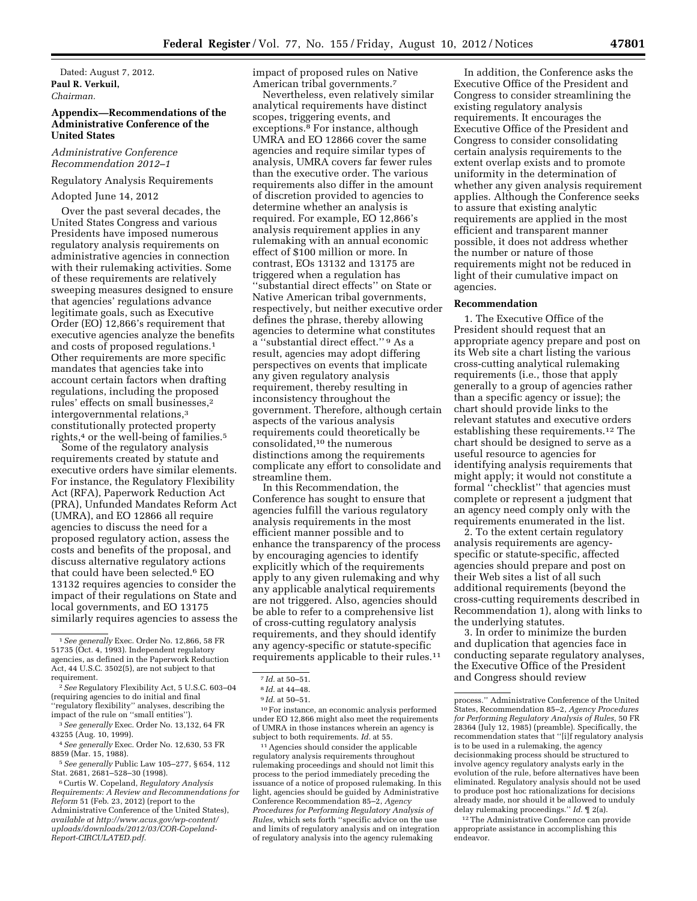Dated: August 7, 2012.

**Paul R. Verkuil,**

*Chairman.*

## Appendix—Recommendations of the Administrative Conference of the United States

*Administrative Conference Recommendation 2012–1*

Regulatory Analysis Requirements

Adopted June 14, 2012

Over the past several decades, the United States Congress and various Presidents have imposed numerous regulatory analysis requirements on administrative agencies in connection with their rulemaking activities. Some of these requirements are relatively sweeping measures designed to ensure that agencies' regulations advance legitimate goals, such as Executive Order (EO) 12,866's requirement that executive agencies analyze the benefits and costs of proposed regulations.[1] Other requirements are more specific mandates that agencies take into account certain factors when drafting regulations, including the proposed rules' effects on small businesses,[2] intergovernmental relations,[3] constitutionally protected property rights,[4] or the well-being of families.[5]

Some of the regulatory analysis requirements created by statute and executive orders have similar elements. For instance, the Regulatory Flexibility Act (RFA), Paperwork Reduction Act (PRA), Unfunded Mandates Reform Act (UMRA), and EO 12866 all require agencies to discuss the need for a proposed regulatory action, assess the costs and benefits of the proposal, and discuss alternative regulatory actions that could have been selected.[6] EO 13132 requires agencies to consider the impact of their regulations on State and local governments, and EO 13175 similarly requires agencies to assess the impact of proposed rules on Native American tribal governments.[7]

Nevertheless, even relatively similar analytical requirements have distinct scopes, triggering events, and exceptions.[8] For instance, although UMRA and EO 12866 cover the same agencies and require similar types of analysis, UMRA covers far fewer rules than the executive order. The various requirements also differ in the amount of discretion provided to agencies to determine whether an analysis is required. For example, EO 12,866's analysis requirement applies in any rulemaking with an annual economic effect of $100 million or more. In contrast, EOs 13132 and 13175 are triggered when a regulation has ''substantial direct effects'' on State or Native American tribal governments, respectively, but neither executive order defines the phrase, thereby allowing agencies to determine what constitutes a ''substantial direct effect.''[9] As a result, agencies may adopt differing perspectives on events that implicate any given regulatory analysis requirement, thereby resulting in inconsistency throughout the government. Therefore, although certain aspects of the various analysis requirements could theoretically be consolidated,[10] the numerous distinctions among the requirements complicate any effort to consolidate and streamline them.

In this Recommendation, the Conference has sought to ensure that agencies fulfill the various regulatory analysis requirements in the most efficient manner possible and to enhance the transparency of the process by encouraging agencies to identify explicitly which of the requirements apply to any given rulemaking and why any applicable analytical requirements are not triggered. Also, agencies should be able to refer to a comprehensive list of cross-cutting regulatory analysis requirements, and they should identify any agency-specific or statute-specific requirements applicable to their rules.[11]

In addition, the Conference asks the Executive Office of the President and Congress to consider streamlining the existing regulatory analysis requirements. It encourages the Executive Office of the President and Congress to consider consolidating certain analysis requirements to the extent overlap exists and to promote uniformity in the determination of whether any given analysis requirement applies. Although the Conference seeks to assure that existing analytic requirements are applied in the most efficient and transparent manner possible, it does not address whether the number or nature of those requirements might not be reduced in light of their cumulative impact on agencies.

### Recommendation

1. The Executive Office of the President should request that an appropriate agency prepare and post on its Web site a chart listing the various cross-cutting analytical rulemaking requirements (i.e., those that apply generally to a group of agencies rather than a specific agency or issue); the chart should provide links to the relevant statutes and executive orders establishing these requirements.[12] The chart should be designed to serve as a useful resource to agencies for identifying analysis requirements that might apply; it would not constitute a formal ''checklist'' that agencies must complete or represent a judgment that an agency need comply only with the requirements enumerated in the list.

2. To the extent certain regulatory analysis requirements are agency-specific or statute-specific, affected agencies should prepare and post on their Web sites a list of all such additional requirements (beyond the cross-cutting requirements described in Recommendation 1), along with links to the underlying statutes.

3. In order to minimize the burden and duplication that agencies face in conducting separate regulatory analyses, the Executive Office of the President and Congress should review

---

[1] *See generally* Exec. Order No. 12,866, 58 FR 51735 (Oct. 4, 1993). Independent regulatory agencies, as defined in the Paperwork Reduction Act, 44 U.S.C. 3502(5), are not subject to that requirement.

[2] *See* Regulatory Flexibility Act, 5 U.S.C. 603–04 (requiring agencies to do initial and final ''regulatory flexibility'' analyses, describing the impact of the rule on ''small entities'').

[3] *See generally* Exec. Order No. 13,132, 64 FR 43255 (Aug. 10, 1999).

[4] *See generally* Exec. Order No. 12,630, 53 FR 8859 (Mar. 15, 1988).

[5] *See generally* Public Law 105–277, § 654, 112 Stat. 2681, 2681–528–30 (1998).

[6] Curtis W. Copeland, *Regulatory Analysis Requirements: A Review and Recommendations for Reform* 51 (Feb. 23, 2012) (report to the Administrative Conference of the United States), *available at http://www.acus.gov/wp-content/uploads/downloads/2012/03/COR-Copeland-Report-CIRCULATED.pdf.*

[7] *Id.* at 50–51.

[8] *Id.* at 44–48.

[9] *Id.* at 50–51.

[10] For instance, an economic analysis performed under EO 12,866 might also meet the requirements of UMRA in those instances wherein an agency is subject to both requirements. *Id.* at 55.

[11] Agencies should consider the applicable regulatory analysis requirements throughout rulemaking proceedings and should not limit this process to the period immediately preceding the issuance of a notice of proposed rulemaking. In this light, agencies should be guided by Administrative Conference Recommendation 85–2, *Agency Procedures for Performing Regulatory Analysis of Rules,* which sets forth ''specific advice on the use and limits of regulatory analysis and on integration of regulatory analysis into the agency rulemaking process.'' Administrative Conference of the United States, Recommendation 85–2, *Agency Procedures for Performing Regulatory Analysis of Rules,* 50 FR 28364 (July 12, 1985) (preamble). Specifically, the recommendation states that ''[i]f regulatory analysis is to be used in a rulemaking, the agency decisionmaking process should be structured to involve agency regulatory analysts early in the evolution of the rule, before alternatives have been eliminated. Regulatory analysis should not be used to produce post hoc rationalizations for decisions already made, nor should it be allowed to unduly delay rulemaking proceedings.'' *Id.* ¶ 2(a).

[12] The Administrative Conference can provide appropriate assistance in accomplishing this endeavor.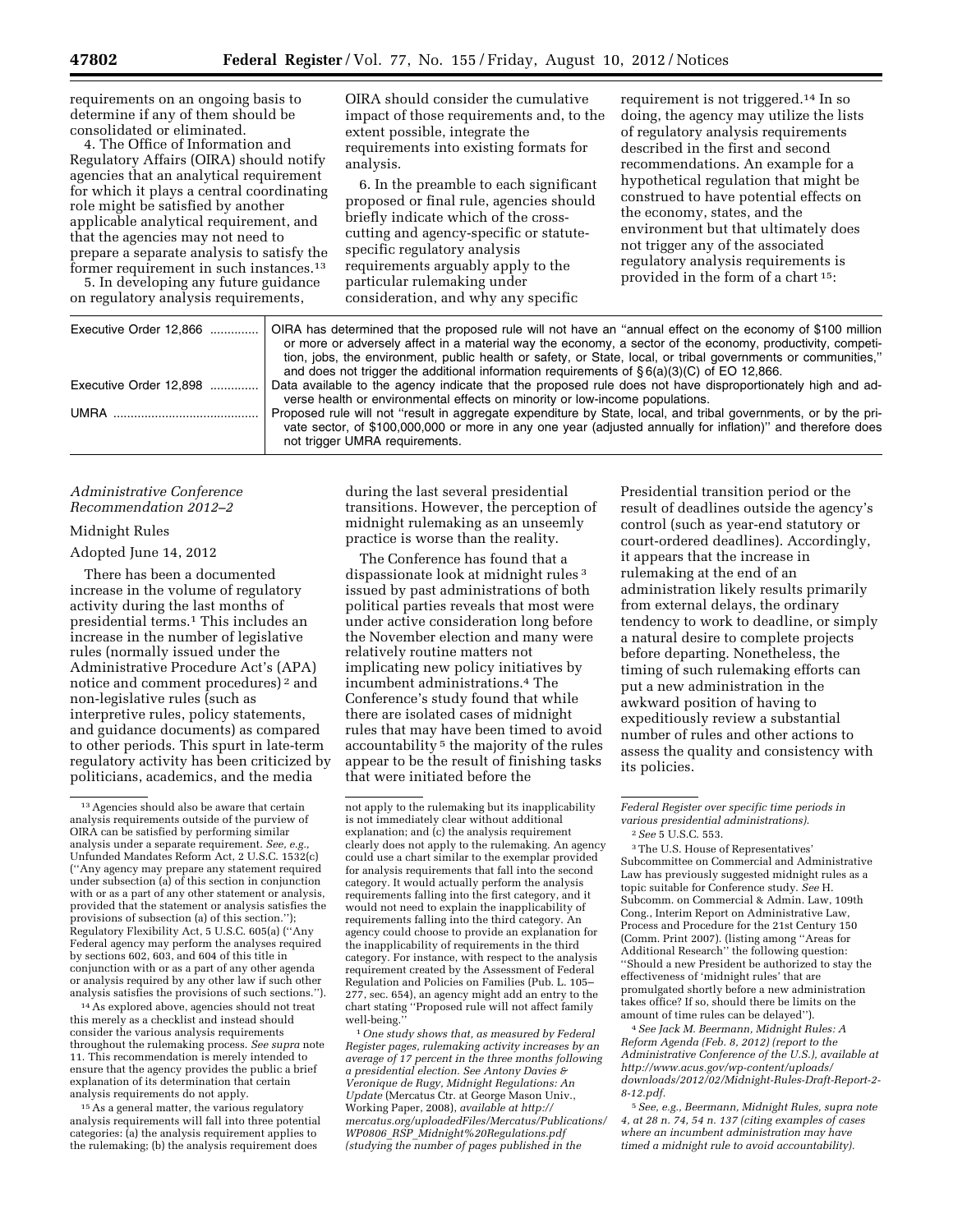requirements on an ongoing basis to determine if any of them should be consolidated or eliminated.

4. The Office of Information and Regulatory Affairs (OIRA) should notify agencies that an analytical requirement for which it plays a central coordinating role might be satisfied by another applicable analytical requirement, and that the agencies may not need to prepare a separate analysis to satisfy the former requirement in such instances.[13]

5. In developing any future guidance on regulatory analysis requirements, OIRA should consider the cumulative impact of those requirements and, to the extent possible, integrate the requirements into existing formats for analysis.

6. In the preamble to each significant proposed or final rule, agencies should briefly indicate which of the cross-cutting and agency-specific or statute-specific regulatory analysis requirements arguably apply to the particular rulemaking under consideration, and why any specific requirement is not triggered.[14] In so doing, the agency may utilize the lists of regulatory analysis requirements described in the first and second recommendations. An example for a hypothetical regulation that might be construed to have potential effects on the economy, states, and the environment but that ultimately does not trigger any of the associated regulatory analysis requirements is provided in the form of a chart[15]:

| | |
|---|---|
| Executive Order 12,866 | OIRA has determined that the proposed rule will not have an "annual effect on the economy of $100 million or more or adversely affect in a material way the economy, a sector of the economy, productivity, competition, jobs, the environment, public health or safety, or State, local, or tribal governments or communities," and does not trigger the additional information requirements of § 6(a)(3)(C) of EO 12,866. |
| Executive Order 12,898 | Data available to the agency indicate that the proposed rule does not have disproportionately high and adverse health or environmental effects on minority or low-income populations. |
| UMRA | Proposed rule will not "result in aggregate expenditure by State, local, and tribal governments, or by the private sector, of $100,000,000 or more in any one year (adjusted annually for inflation)" and therefore does not trigger UMRA requirements. |

[13] Agencies should also be aware that certain analysis requirements outside of the purview of OIRA can be satisfied by performing similar analysis under a separate requirement. *See, e.g.,* Unfunded Mandates Reform Act, 2 U.S.C. 1532(c) ("Any agency may prepare any statement required under subsection (a) of this section in conjunction with or as a part of any other statement or analysis, provided that the statement or analysis satisfies the provisions of subsection (a) of this section."); Regulatory Flexibility Act, 5 U.S.C. 605(a) ("Any Federal agency may perform the analyses required by sections 602, 603, and 604 of this title in conjunction with or as a part of any other agenda or analysis required by any other law if such other analysis satisfies the provisions of such sections.").

[14] As explored above, agencies should not treat this merely as a checklist and instead should consider the various analysis requirements throughout the rulemaking process. *See supra* note 11. This recommendation is merely intended to ensure that the agency provides the public a brief explanation of its determination that certain analysis requirements do not apply.

[15] As a general matter, the various regulatory analysis requirements will fall into three potential categories: (a) the analysis requirement applies to the rulemaking; (b) the analysis requirement does not apply to the rulemaking but its inapplicability is not immediately clear without additional explanation; and (c) the analysis requirement clearly does not apply to the rulemaking. An agency could use a chart similar to the exemplar provided for analysis requirements that fall into the second category. It would actually perform the analysis requirements falling into the first category, and it would not need to explain the inapplicability of requirements falling into the third category. An agency could choose to provide an explanation for the inapplicability of requirements in the third category. For instance, with respect to the analysis requirement created by the Assessment of Federal Regulation and Policies on Families (Pub. L. 105–277, sec. 654), an agency might add an entry to the chart stating "Proposed rule will not affect family well-being."

## *Administrative Conference Recommendation 2012–2*

### Midnight Rules

Adopted June 14, 2012

There has been a documented increase in the volume of regulatory activity during the last months of presidential terms.[1] This includes an increase in the number of legislative rules (normally issued under the Administrative Procedure Act's (APA) notice and comment procedures)[2] and non-legislative rules (such as interpretive rules, policy statements, and guidance documents) as compared to other periods. This spurt in late-term regulatory activity has been criticized by politicians, academics, and the media during the last several presidential transitions. However, the perception of midnight rulemaking as an unseemly practice is worse than the reality.

The Conference has found that a dispassionate look at midnight rules[3] issued by past administrations of both political parties reveals that most were under active consideration long before the November election and many were relatively routine matters not implicating new policy initiatives by incumbent administrations.[4] The Conference's study found that while there are isolated cases of midnight rules that may have been timed to avoid accountability[5] the majority of the rules appear to be the result of finishing tasks that were initiated before the Presidential transition period or the result of deadlines outside the agency's control (such as year-end statutory or court-ordered deadlines). Accordingly, it appears that the increase in rulemaking at the end of an administration likely results primarily from external delays, the ordinary tendency to work to deadline, or simply a natural desire to complete projects before departing. Nonetheless, the timing of such rulemaking efforts can put a new administration in the awkward position of having to expeditiously review a substantial number of rules and other actions to assess the quality and consistency with its policies.

[1] *One study shows that, as measured by Federal Register pages, rulemaking activity increases by an average of 17 percent in the three months following a presidential election. See Antony Davies & Veronique de Rugy, Midnight Regulations: An Update (Mercatus Ctr. at George Mason Univ., Working Paper, 2008), available at http://mercatus.org/uploadedFiles/Mercatus/Publications/WP0806_RSP_Midnight%20Regulations.pdf (studying the number of pages published in the Federal Register over specific time periods in various presidential administrations).*

[2] *See* 5 U.S.C. 553.

[3] The U.S. House of Representatives' Subcommittee on Commercial and Administrative Law has previously suggested midnight rules as a topic suitable for Conference study. *See* H. Subcomm. on Commercial & Admin. Law, 109th Cong., Interim Report on Administrative Law, Process and Procedure for the 21st Century 150 (Comm. Print 2007). (listing among "Areas for Additional Research" the following question: "Should a new President be authorized to stay the effectiveness of 'midnight rules' that are promulgated shortly before a new administration takes office? If so, should there be limits on the amount of time rules can be delayed").

[4] *See Jack M. Beermann, Midnight Rules: A Reform Agenda (Feb. 8, 2012) (report to the Administrative Conference of the U.S.), available at http://www.acus.gov/wp-content/uploads/downloads/2012/02/Midnight-Rules-Draft-Report-2-8-12.pdf.*

[5] *See, e.g., Beermann, Midnight Rules, supra note 4, at 28 n. 74, 54 n. 137 (citing examples of cases where an incumbent administration may have timed a midnight rule to avoid accountability).*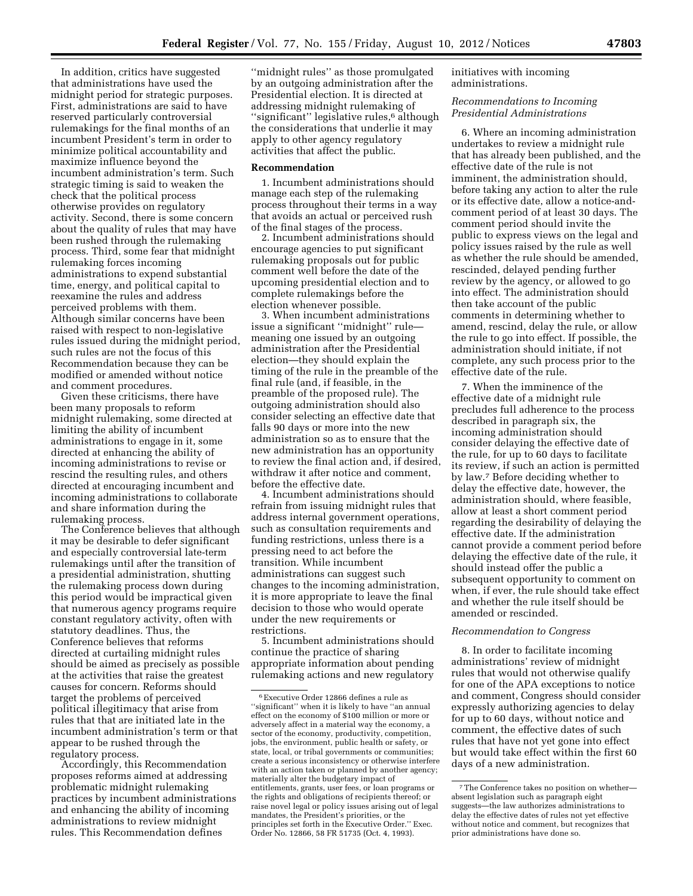In addition, critics have suggested that administrations have used the midnight period for strategic purposes. First, administrations are said to have reserved particularly controversial rulemakings for the final months of an incumbent President's term in order to minimize political accountability and maximize influence beyond the incumbent administration's term. Such strategic timing is said to weaken the check that the political process otherwise provides on regulatory activity. Second, there is some concern about the quality of rules that may have been rushed through the rulemaking process. Third, some fear that midnight rulemaking forces incoming administrations to expend substantial time, energy, and political capital to reexamine the rules and address perceived problems with them. Although similar concerns have been raised with respect to non-legislative rules issued during the midnight period, such rules are not the focus of this Recommendation because they can be modified or amended without notice and comment procedures.

Given these criticisms, there have been many proposals to reform midnight rulemaking, some directed at limiting the ability of incumbent administrations to engage in it, some directed at enhancing the ability of incoming administrations to revise or rescind the resulting rules, and others directed at encouraging incumbent and incoming administrations to collaborate and share information during the rulemaking process.

The Conference believes that although it may be desirable to defer significant and especially controversial late-term rulemakings until after the transition of a presidential administration, shutting the rulemaking process down during this period would be impractical given that numerous agency programs require constant regulatory activity, often with statutory deadlines. Thus, the Conference believes that reforms directed at curtailing midnight rules should be aimed as precisely as possible at the activities that raise the greatest causes for concern. Reforms should target the problems of perceived political illegitimacy that arise from rules that that are initiated late in the incumbent administration's term or that appear to be rushed through the regulatory process.

Accordingly, this Recommendation proposes reforms aimed at addressing problematic midnight rulemaking practices by incumbent administrations and enhancing the ability of incoming administrations to review midnight rules. This Recommendation defines ''midnight rules'' as those promulgated by an outgoing administration after the Presidential election. It is directed at addressing midnight rulemaking of ''significant'' legislative rules,[6] although the considerations that underlie it may apply to other agency regulatory activities that affect the public.

## Recommendation

1. Incumbent administrations should manage each step of the rulemaking process throughout their terms in a way that avoids an actual or perceived rush of the final stages of the process.

2. Incumbent administrations should encourage agencies to put significant rulemaking proposals out for public comment well before the date of the upcoming presidential election and to complete rulemakings before the election whenever possible.

3. When incumbent administrations issue a significant ''midnight'' rule—meaning one issued by an outgoing administration after the Presidential election—they should explain the timing of the rule in the preamble of the final rule (and, if feasible, in the preamble of the proposed rule). The outgoing administration should also consider selecting an effective date that falls 90 days or more into the new administration so as to ensure that the new administration has an opportunity to review the final action and, if desired, withdraw it after notice and comment, before the effective date.

4. Incumbent administrations should refrain from issuing midnight rules that address internal government operations, such as consultation requirements and funding restrictions, unless there is a pressing need to act before the transition. While incumbent administrations can suggest such changes to the incoming administration, it is more appropriate to leave the final decision to those who would operate under the new requirements or restrictions.

5. Incumbent administrations should continue the practice of sharing appropriate information about pending rulemaking actions and new regulatory initiatives with incoming administrations.

*Recommendations to Incoming Presidential Administrations*

6. Where an incoming administration undertakes to review a midnight rule that has already been published, and the effective date of the rule is not imminent, the administration should, before taking any action to alter the rule or its effective date, allow a notice-and-comment period of at least 30 days. The comment period should invite the public to express views on the legal and policy issues raised by the rule as well as whether the rule should be amended, rescinded, delayed pending further review by the agency, or allowed to go into effect. The administration should then take account of the public comments in determining whether to amend, rescind, delay the rule, or allow the rule to go into effect. If possible, the administration should initiate, if not complete, any such process prior to the effective date of the rule.

7. When the imminence of the effective date of a midnight rule precludes full adherence to the process described in paragraph six, the incoming administration should consider delaying the effective date of the rule, for up to 60 days to facilitate its review, if such an action is permitted by law.[7] Before deciding whether to delay the effective date, however, the administration should, where feasible, allow at least a short comment period regarding the desirability of delaying the effective date. If the administration cannot provide a comment period before delaying the effective date of the rule, it should instead offer the public a subsequent opportunity to comment on when, if ever, the rule should take effect and whether the rule itself should be amended or rescinded.

*Recommendation to Congress*

8. In order to facilitate incoming administrations' review of midnight rules that would not otherwise qualify for one of the APA exceptions to notice and comment, Congress should consider expressly authorizing agencies to delay for up to 60 days, without notice and comment, the effective dates of such rules that have not yet gone into effect but would take effect within the first 60 days of a new administration.

---

[6] Executive Order 12866 defines a rule as ''significant'' when it is likely to have ''an annual effect on the economy of $100 million or more or adversely affect in a material way the economy, a sector of the economy, productivity, competition, jobs, the environment, public health or safety, or state, local, or tribal governments or communities; create a serious inconsistency or otherwise interfere with an action taken or planned by another agency; materially alter the budgetary impact of entitlements, grants, user fees, or loan programs or the rights and obligations of recipients thereof; or raise novel legal or policy issues arising out of legal mandates, the President's priorities, or the principles set forth in the Executive Order.'' Exec. Order No. 12866, 58 FR 51735 (Oct. 4, 1993).

[7] The Conference takes no position on whether—absent legislation such as paragraph eight suggests—the law authorizes administrations to delay the effective dates of rules not yet effective without notice and comment, but recognizes that prior administrations have done so.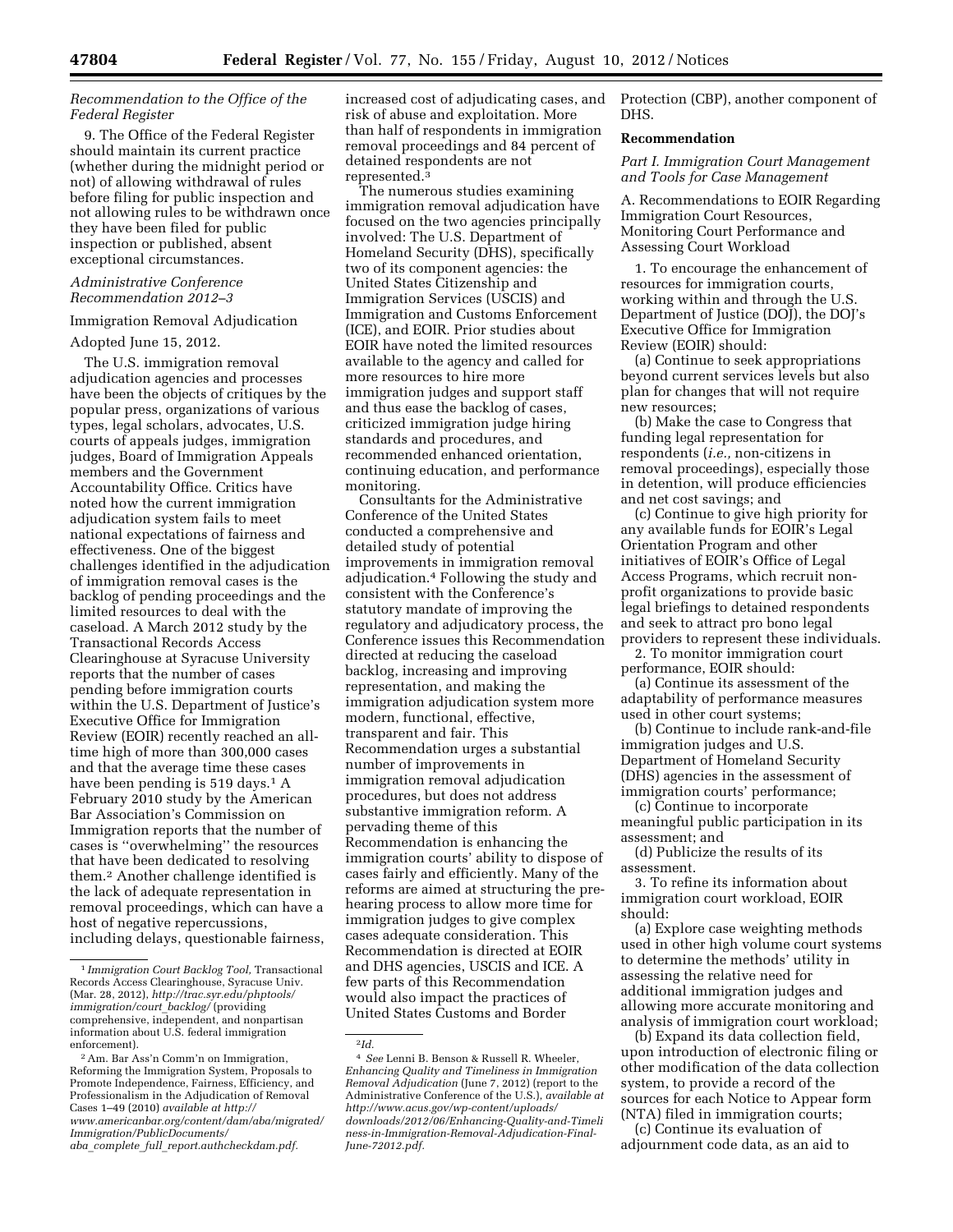*Recommendation to the Office of the Federal Register*

9. The Office of the Federal Register should maintain its current practice (whether during the midnight period or not) of allowing withdrawal of rules before filing for public inspection and not allowing rules to be withdrawn once they have been filed for public inspection or published, absent exceptional circumstances.

*Administrative Conference Recommendation 2012–3*

Immigration Removal Adjudication

Adopted June 15, 2012.

The U.S. immigration removal adjudication agencies and processes have been the objects of critiques by the popular press, organizations of various types, legal scholars, advocates, U.S. courts of appeals judges, immigration judges, Board of Immigration Appeals members and the Government Accountability Office. Critics have noted how the current immigration adjudication system fails to meet national expectations of fairness and effectiveness. One of the biggest challenges identified in the adjudication of immigration removal cases is the backlog of pending proceedings and the limited resources to deal with the caseload. A March 2012 study by the Transactional Records Access Clearinghouse at Syracuse University reports that the number of cases pending before immigration courts within the U.S. Department of Justice's Executive Office for Immigration Review (EOIR) recently reached an all-time high of more than 300,000 cases and that the average time these cases have been pending is 519 days.[1] A February 2010 study by the American Bar Association's Commission on Immigration reports that the number of cases is ''overwhelming'' the resources that have been dedicated to resolving them.[2] Another challenge identified is the lack of adequate representation in removal proceedings, which can have a host of negative repercussions, including delays, questionable fairness, increased cost of adjudicating cases, and risk of abuse and exploitation. More than half of respondents in immigration removal proceedings and 84 percent of detained respondents are not represented.[3]

The numerous studies examining immigration removal adjudication have focused on the two agencies principally involved: The U.S. Department of Homeland Security (DHS), specifically two of its component agencies: the United States Citizenship and Immigration Services (USCIS) and Immigration and Customs Enforcement (ICE), and EOIR. Prior studies about EOIR have noted the limited resources available to the agency and called for more resources to hire more immigration judges and support staff and thus ease the backlog of cases, criticized immigration judge hiring standards and procedures, and recommended enhanced orientation, continuing education, and performance monitoring.

Consultants for the Administrative Conference of the United States conducted a comprehensive and detailed study of potential improvements in immigration removal adjudication.[4] Following the study and consistent with the Conference's statutory mandate of improving the regulatory and adjudicatory process, the Conference issues this Recommendation directed at reducing the caseload backlog, increasing and improving representation, and making the immigration adjudication system more modern, functional, effective, transparent and fair. This Recommendation urges a substantial number of improvements in immigration removal adjudication procedures, but does not address substantive immigration reform. A pervading theme of this Recommendation is enhancing the immigration courts' ability to dispose of cases fairly and efficiently. Many of the reforms are aimed at structuring the pre-hearing process to allow more time for immigration judges to give complex cases adequate consideration. This Recommendation is directed at EOIR and DHS agencies, USCIS and ICE. A few parts of this Recommendation would also impact the practices of United States Customs and Border Protection (CBP), another component of DHS.

**Recommendation**

*Part I. Immigration Court Management and Tools for Case Management*

A. Recommendations to EOIR Regarding Immigration Court Resources, Monitoring Court Performance and Assessing Court Workload

1. To encourage the enhancement of resources for immigration courts, working within and through the U.S. Department of Justice (DOJ), the DOJ's Executive Office for Immigration Review (EOIR) should:

(a) Continue to seek appropriations beyond current services levels but also plan for changes that will not require new resources;

(b) Make the case to Congress that funding legal representation for respondents (*i.e.,* non-citizens in removal proceedings), especially those in detention, will produce efficiencies and net cost savings; and

(c) Continue to give high priority for any available funds for EOIR's Legal Orientation Program and other initiatives of EOIR's Office of Legal Access Programs, which recruit non-profit organizations to provide basic legal briefings to detained respondents and seek to attract pro bono legal providers to represent these individuals.

2. To monitor immigration court performance, EOIR should:

(a) Continue its assessment of the adaptability of performance measures used in other court systems;

(b) Continue to include rank-and-file immigration judges and U.S. Department of Homeland Security (DHS) agencies in the assessment of immigration courts' performance;

(c) Continue to incorporate meaningful public participation in its assessment; and

(d) Publicize the results of its assessment.

3. To refine its information about immigration court workload, EOIR should:

(a) Explore case weighting methods used in other high volume court systems to determine the methods' utility in assessing the relative need for additional immigration judges and allowing more accurate monitoring and analysis of immigration court workload;

(b) Expand its data collection field, upon introduction of electronic filing or other modification of the data collection system, to provide a record of the sources for each Notice to Appear form (NTA) filed in immigration courts;

(c) Continue its evaluation of adjournment code data, as an aid to

---

[1] *Immigration Court Backlog Tool,* Transactional Records Access Clearinghouse, Syracuse Univ. (Mar. 28, 2012), *http://trac.syr.edu/phptools/immigration/court_backlog/* (providing comprehensive, independent, and nonpartisan information about U.S. federal immigration enforcement).

[2] Am. Bar Ass'n Comm'n on Immigration, Reforming the Immigration System, Proposals to Promote Independence, Fairness, Efficiency, and Professionalism in the Adjudication of Removal Cases 1–49 (2010) *available at http://www.americanbar.org/content/dam/aba/migrated/Immigration/PublicDocuments/aba_complete_full_report.authcheckdam.pdf.*

[3] *Id.*

[4] *See* Lenni B. Benson & Russell R. Wheeler, *Enhancing Quality and Timeliness in Immigration Removal Adjudication* (June 7, 2012) (report to the Administrative Conference of the U.S.), *available at http://www.acus.gov/wp-content/uploads/downloads/2012/06/Enhancing-Quality-and-Timeliness-in-Immigration-Removal-Adjudication-Final-June-72012.pdf.*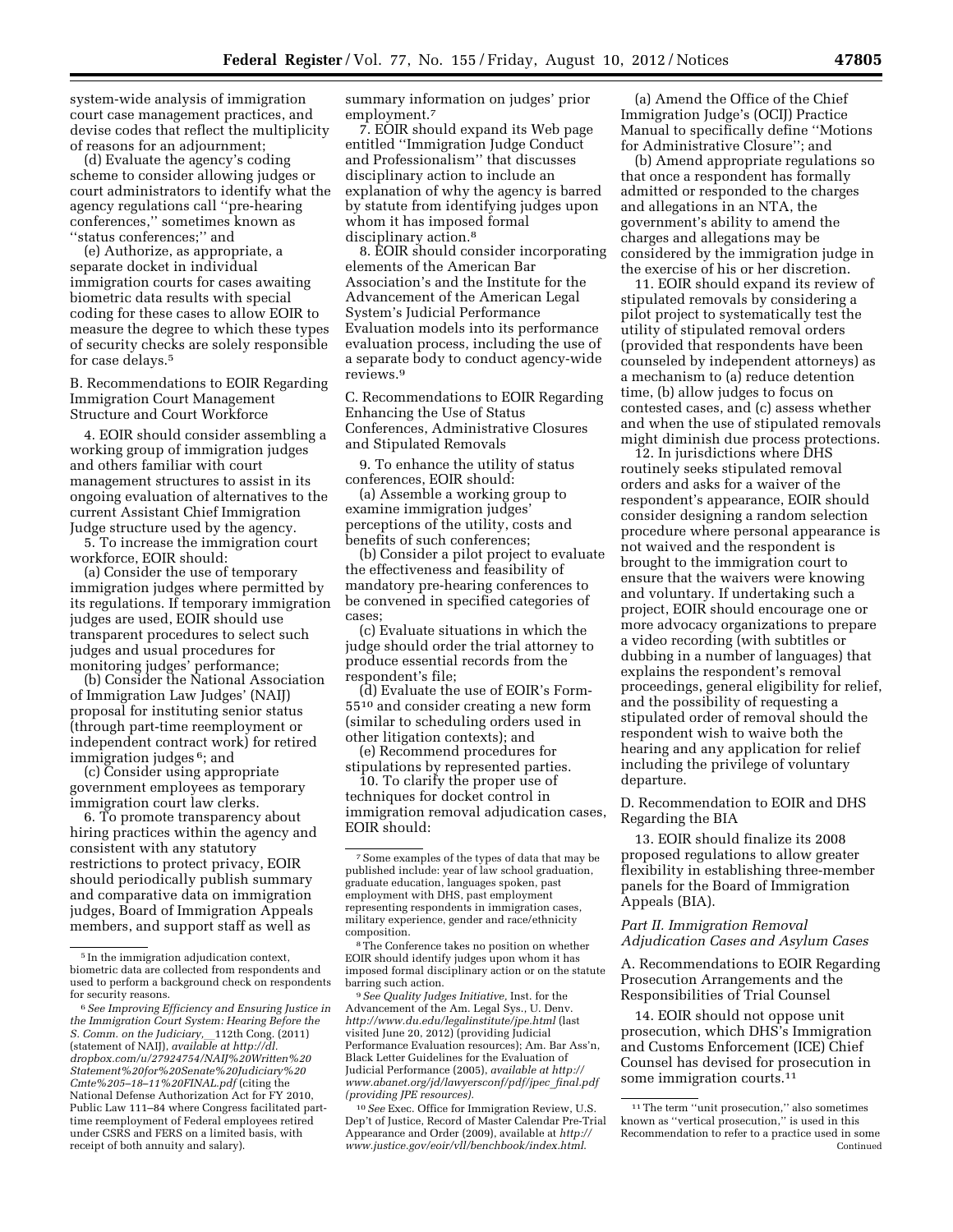system-wide analysis of immigration court case management practices, and devise codes that reflect the multiplicity of reasons for an adjournment;

(d) Evaluate the agency's coding scheme to consider allowing judges or court administrators to identify what the agency regulations call ''pre-hearing conferences,'' sometimes known as ''status conferences;'' and

(e) Authorize, as appropriate, a separate docket in individual immigration courts for cases awaiting biometric data results with special coding for these cases to allow EOIR to measure the degree to which these types of security checks are solely responsible for case delays.[5]

B. Recommendations to EOIR Regarding Immigration Court Management Structure and Court Workforce

4. EOIR should consider assembling a working group of immigration judges and others familiar with court management structures to assist in its ongoing evaluation of alternatives to the current Assistant Chief Immigration Judge structure used by the agency.

5. To increase the immigration court workforce, EOIR should:

(a) Consider the use of temporary immigration judges where permitted by its regulations. If temporary immigration judges are used, EOIR should use transparent procedures to select such judges and usual procedures for monitoring judges' performance;

(b) Consider the National Association of Immigration Law Judges' (NAIJ) proposal for instituting senior status (through part-time reemployment or independent contract work) for retired immigration judges[6]; and

(c) Consider using appropriate government employees as temporary immigration court law clerks.

6. To promote transparency about hiring practices within the agency and consistent with any statutory restrictions to protect privacy, EOIR should periodically publish summary and comparative data on immigration judges, Board of Immigration Appeals members, and support staff as well as summary information on judges' prior employment.[7]

7. EOIR should expand its Web page entitled ''Immigration Judge Conduct and Professionalism'' that discusses disciplinary action to include an explanation of why the agency is barred by statute from identifying judges upon whom it has imposed formal disciplinary action.[8]

8. EOIR should consider incorporating elements of the American Bar Association's and the Institute for the Advancement of the American Legal System's Judicial Performance Evaluation models into its performance evaluation process, including the use of a separate body to conduct agency-wide reviews.[9]

C. Recommendations to EOIR Regarding Enhancing the Use of Status Conferences, Administrative Closures and Stipulated Removals

9. To enhance the utility of status conferences, EOIR should:

(a) Assemble a working group to examine immigration judges' perceptions of the utility, costs and benefits of such conferences;

(b) Consider a pilot project to evaluate the effectiveness and feasibility of mandatory pre-hearing conferences to be convened in specified categories of cases;

(c) Evaluate situations in which the judge should order the trial attorney to produce essential records from the respondent's file;

(d) Evaluate the use of EOIR's Form-55[10] and consider creating a new form (similar to scheduling orders used in other litigation contexts); and

(e) Recommend procedures for stipulations by represented parties.

10. To clarify the proper use of techniques for docket control in immigration removal adjudication cases, EOIR should:

(a) Amend the Office of the Chief Immigration Judge's (OCIJ) Practice Manual to specifically define ''Motions for Administrative Closure''; and

(b) Amend appropriate regulations so that once a respondent has formally admitted or responded to the charges and allegations in an NTA, the government's ability to amend the charges and allegations may be considered by the immigration judge in the exercise of his or her discretion.

11. EOIR should expand its review of stipulated removals by considering a pilot project to systematically test the utility of stipulated removal orders (provided that respondents have been counseled by independent attorneys) as a mechanism to (a) reduce detention time, (b) allow judges to focus on contested cases, and (c) assess whether and when the use of stipulated removals might diminish due process protections.

12. In jurisdictions where DHS routinely seeks stipulated removal orders and asks for a waiver of the respondent's appearance, EOIR should consider designing a random selection procedure where personal appearance is not waived and the respondent is brought to the immigration court to ensure that the waivers were knowing and voluntary. If undertaking such a project, EOIR should encourage one or more advocacy organizations to prepare a video recording (with subtitles or dubbing in a number of languages) that explains the respondent's removal proceedings, general eligibility for relief, and the possibility of requesting a stipulated order of removal should the respondent wish to waive both the hearing and any application for relief including the privilege of voluntary departure.

D. Recommendation to EOIR and DHS Regarding the BIA

13. EOIR should finalize its 2008 proposed regulations to allow greater flexibility in establishing three-member panels for the Board of Immigration Appeals (BIA).

*Part II. Immigration Removal Adjudication Cases and Asylum Cases*

A. Recommendations to EOIR Regarding Prosecution Arrangements and the Responsibilities of Trial Counsel

14. EOIR should not oppose unit prosecution, which DHS's Immigration and Customs Enforcement (ICE) Chief Counsel has devised for prosecution in some immigration courts.[11]

---

[5] In the immigration adjudication context, biometric data are collected from respondents and used to perform a background check on respondents for security reasons.

[6] *See Improving Efficiency and Ensuring Justice in the Immigration Court System: Hearing Before the S. Comm. on the Judiciary,* __112th Cong. (2011) (statement of NAIJ), *available at http://dl.dropbox.com/u/27924754/NAIJ%20Written%20Statement%20for%20Senate%20Judiciary%20Cmte%205–18–11%20FINAL.pdf* (citing the National Defense Authorization Act for FY 2010, Public Law 111–84 where Congress facilitated part-time reemployment of Federal employees retired under CSRS and FERS on a limited basis, with receipt of both annuity and salary).

[7] Some examples of the types of data that may be published include: year of law school graduation, graduate education, languages spoken, past employment with DHS, past employment representing respondents in immigration cases, military experience, gender and race/ethnicity composition.

[8] The Conference takes no position on whether EOIR should identify judges upon whom it has imposed formal disciplinary action or on the statute barring such action.

[9] *See Quality Judges Initiative,* Inst. for the Advancement of the Am. Legal Sys., U. Denv. *http://www.du.edu/legalinstitute/jpe.html* (last visited June 20, 2012) (providing Judicial Performance Evaluation resources); Am. Bar Ass'n, Black Letter Guidelines for the Evaluation of Judicial Performance (2005), *available at http://www.abanet.org/jd/lawyersconf/pdf/jpec_final.pdf (providing JPE resources).*

[10] *See* Exec. Office for Immigration Review, U.S. Dep't of Justice, Record of Master Calendar Pre-Trial Appearance and Order (2009), available at *http://www.justice.gov/eoir/vll/benchbook/index.html.*

[11] The term ''unit prosecution,'' also sometimes known as ''vertical prosecution,'' is used in this Recommendation to refer to a practice used in some Continued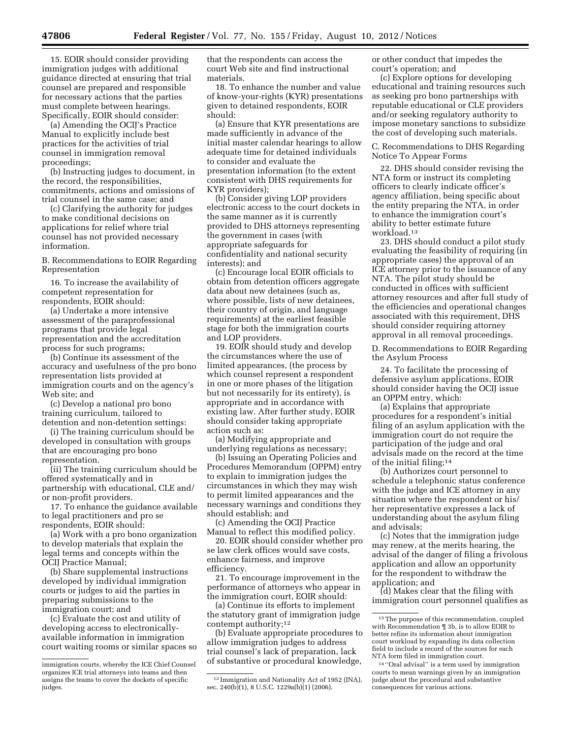15. EOIR should consider providing immigration judges with additional guidance directed at ensuring that trial counsel are prepared and responsible for necessary actions that the parties must complete between hearings. Specifically, EOIR should consider:

(a) Amending the OCIJ's Practice Manual to explicitly include best practices for the activities of trial counsel in immigration removal proceedings;

(b) Instructing judges to document, in the record, the responsibilities, commitments, actions and omissions of trial counsel in the same case; and

(c) Clarifying the authority for judges to make conditional decisions on applications for relief where trial counsel has not provided necessary information.

B. Recommendations to EOIR Regarding Representation

16. To increase the availability of competent representation for respondents, EOIR should:

(a) Undertake a more intensive assessment of the paraprofessional programs that provide legal representation and the accreditation process for such programs;

(b) Continue its assessment of the accuracy and usefulness of the pro bono representation lists provided at immigration courts and on the agency's Web site; and

(c) Develop a national pro bono training curriculum, tailored to detention and non-detention settings:

(i) The training curriculum should be developed in consultation with groups that are encouraging pro bono representation.

(ii) The training curriculum should be offered systematically and in partnership with educational, CLE and/or non-profit providers.

17. To enhance the guidance available to legal practitioners and pro se respondents, EOIR should:

(a) Work with a pro bono organization to develop materials that explain the legal terms and concepts within the OCIJ Practice Manual;

(b) Share supplemental instructions developed by individual immigration courts or judges to aid the parties in preparing submissions to the immigration court; and

(c) Evaluate the cost and utility of developing access to electronically-available information in immigration court waiting rooms or similar spaces so that the respondents can access the court Web site and find instructional materials.

18. To enhance the number and value of know-your-rights (KYR) presentations given to detained respondents, EOIR should:

(a) Ensure that KYR presentations are made sufficiently in advance of the initial master calendar hearings to allow adequate time for detained individuals to consider and evaluate the presentation information (to the extent consistent with DHS requirements for KYR providers);

(b) Consider giving LOP providers electronic access to the court dockets in the same manner as it is currently provided to DHS attorneys representing the government in cases (with appropriate safeguards for confidentiality and national security interests); and

(c) Encourage local EOIR officials to obtain from detention officers aggregate data about new detainees (such as, where possible, lists of new detainees, their country of origin, and language requirements) at the earliest feasible stage for both the immigration courts and LOP providers.

19. EOIR should study and develop the circumstances where the use of limited appearances, (the process by which counsel represent a respondent in one or more phases of the litigation but not necessarily for its entirety), is appropriate and in accordance with existing law. After further study, EOIR should consider taking appropriate action such as:

(a) Modifying appropriate and underlying regulations as necessary;

(b) Issuing an Operating Policies and Procedures Memorandum (OPPM) entry to explain to immigration judges the circumstances in which they may wish to permit limited appearances and the necessary warnings and conditions they should establish; and

(c) Amending the OCIJ Practice Manual to reflect this modified policy.

20. EOIR should consider whether pro se law clerk offices would save costs, enhance fairness, and improve efficiency.

21. To encourage improvement in the performance of attorneys who appear in the immigration court, EOIR should:

(a) Continue its efforts to implement the statutory grant of immigration judge contempt authority;[12]

(b) Evaluate appropriate procedures to allow immigration judges to address trial counsel's lack of preparation, lack of substantive or procedural knowledge, or other conduct that impedes the court's operation; and

(c) Explore options for developing educational and training resources such as seeking pro bono partnerships with reputable educational or CLE providers and/or seeking regulatory authority to impose monetary sanctions to subsidize the cost of developing such materials.

C. Recommendations to DHS Regarding Notice To Appear Forms

22. DHS should consider revising the NTA form or instruct its completing officers to clearly indicate officer's agency affiliation, being specific about the entity preparing the NTA, in order to enhance the immigration court's ability to better estimate future workload.[13]

23. DHS should conduct a pilot study evaluating the feasibility of requiring (in appropriate cases) the approval of an ICE attorney prior to the issuance of any NTA. The pilot study should be conducted in offices with sufficient attorney resources and after full study of the efficiencies and operational changes associated with this requirement, DHS should consider requiring attorney approval in all removal proceedings.

D. Recommendations to EOIR Regarding the Asylum Process

24. To facilitate the processing of defensive asylum applications, EOIR should consider having the OCIJ issue an OPPM entry, which:

(a) Explains that appropriate procedures for a respondent's initial filing of an asylum application with the immigration court do not require the participation of the judge and oral advisals made on the record at the time of the initial filing;[14]

(b) Authorizes court personnel to schedule a telephonic status conference with the judge and ICE attorney in any situation where the respondent or his/her representative expresses a lack of understanding about the asylum filing and advisals;

(c) Notes that the immigration judge may renew, at the merits hearing, the advisal of the danger of filing a frivolous application and allow an opportunity for the respondent to withdraw the application; and

(d) Makes clear that the filing with immigration court personnel qualifies as

---

immigration courts, whereby the ICE Chief Counsel organizes ICE trial attorneys into teams and then assigns the teams to cover the dockets of specific judges.

[12] Immigration and Nationality Act of 1952 (INA), sec. 240(b)(1), 8 U.S.C. 1229a(b)(1) (2006).

[13] The purpose of this recommendation, coupled with Recommendation ¶ 3b, is to allow EOIR to better refine its information about immigration court workload by expanding its data collection field to include a record of the sources for each NTA form filed in immigration court.

[14] "Oral advisal" is a term used by immigration courts to mean warnings given by an immigration judge about the procedural and substantive consequences for various actions.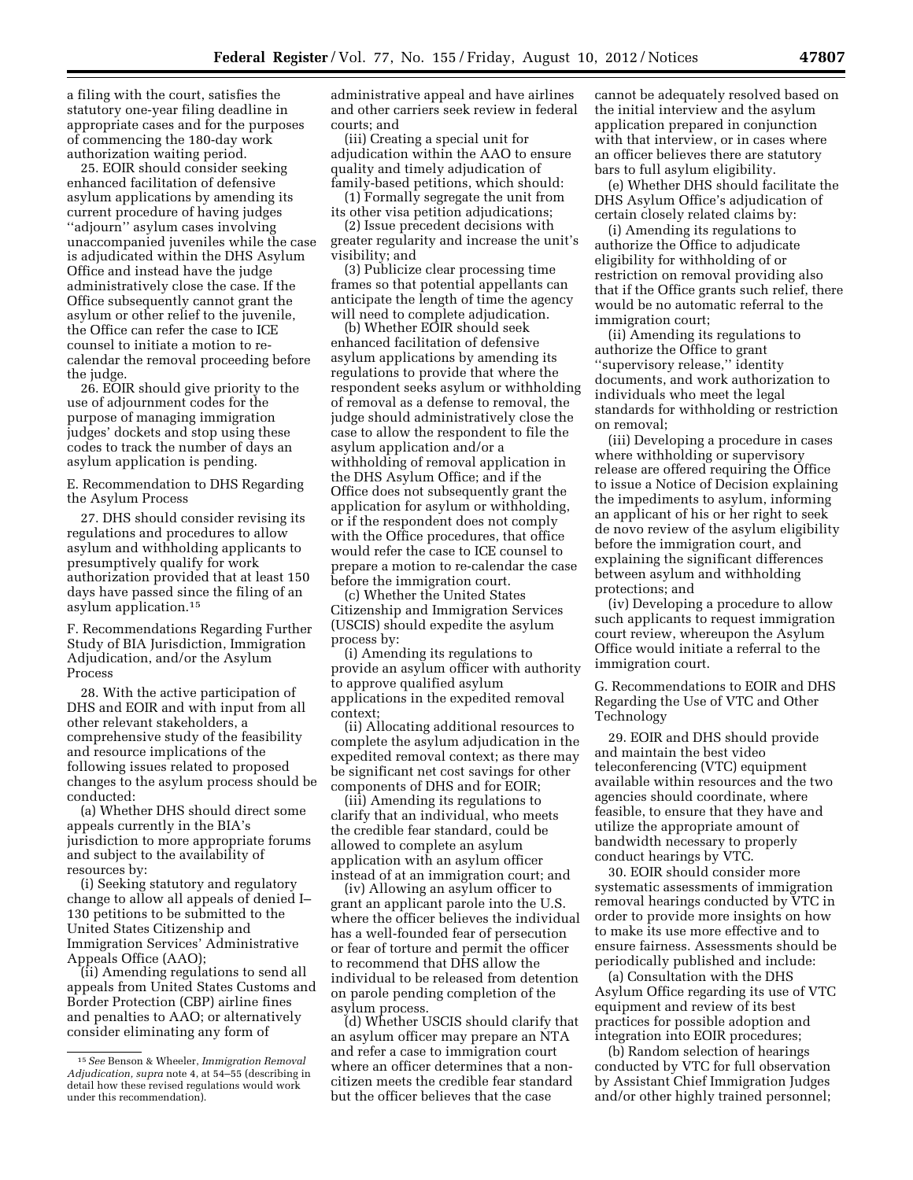a filing with the court, satisfies the statutory one-year filing deadline in appropriate cases and for the purposes of commencing the 180-day work authorization waiting period.

25. EOIR should consider seeking enhanced facilitation of defensive asylum applications by amending its current procedure of having judges ''adjourn'' asylum cases involving unaccompanied juveniles while the case is adjudicated within the DHS Asylum Office and instead have the judge administratively close the case. If the Office subsequently cannot grant the asylum or other relief to the juvenile, the Office can refer the case to ICE counsel to initiate a motion to re-calendar the removal proceeding before the judge.

26. EOIR should give priority to the use of adjournment codes for the purpose of managing immigration judges' dockets and stop using these codes to track the number of days an asylum application is pending.

### E. Recommendation to DHS Regarding the Asylum Process

27. DHS should consider revising its regulations and procedures to allow asylum and withholding applicants to presumptively qualify for work authorization provided that at least 150 days have passed since the filing of an asylum application.[15]

### F. Recommendations Regarding Further Study of BIA Jurisdiction, Immigration Adjudication, and/or the Asylum Process

28. With the active participation of DHS and EOIR and with input from all other relevant stakeholders, a comprehensive study of the feasibility and resource implications of the following issues related to proposed changes to the asylum process should be conducted:

(a) Whether DHS should direct some appeals currently in the BIA's jurisdiction to more appropriate forums and subject to the availability of resources by:

(i) Seeking statutory and regulatory change to allow all appeals of denied I–130 petitions to be submitted to the United States Citizenship and Immigration Services' Administrative Appeals Office (AAO);

(ii) Amending regulations to send all appeals from United States Customs and Border Protection (CBP) airline fines and penalties to AAO; or alternatively consider eliminating any form of administrative appeal and have airlines and other carriers seek review in federal courts; and

(iii) Creating a special unit for adjudication within the AAO to ensure quality and timely adjudication of family-based petitions, which should:

(1) Formally segregate the unit from its other visa petition adjudications;

(2) Issue precedent decisions with greater regularity and increase the unit's visibility; and

(3) Publicize clear processing time frames so that potential appellants can anticipate the length of time the agency will need to complete adjudication.

(b) Whether EOIR should seek enhanced facilitation of defensive asylum applications by amending its regulations to provide that where the respondent seeks asylum or withholding of removal as a defense to removal, the judge should administratively close the case to allow the respondent to file the asylum application and/or a withholding of removal application in the DHS Asylum Office; and if the Office does not subsequently grant the application for asylum or withholding, or if the respondent does not comply with the Office procedures, that office would refer the case to ICE counsel to prepare a motion to re-calendar the case before the immigration court.

(c) Whether the United States Citizenship and Immigration Services (USCIS) should expedite the asylum process by:

(i) Amending its regulations to provide an asylum officer with authority to approve qualified asylum applications in the expedited removal context;

(ii) Allocating additional resources to complete the asylum adjudication in the expedited removal context; as there may be significant net cost savings for other components of DHS and for EOIR;

(iii) Amending its regulations to clarify that an individual, who meets the credible fear standard, could be allowed to complete an asylum application with an asylum officer instead of at an immigration court; and

(iv) Allowing an asylum officer to grant an applicant parole into the U.S. where the officer believes the individual has a well-founded fear of persecution or fear of torture and permit the officer to recommend that DHS allow the individual to be released from detention on parole pending completion of the asylum process.

(d) Whether USCIS should clarify that an asylum officer may prepare an NTA and refer a case to immigration court where an officer determines that a non-citizen meets the credible fear standard but the officer believes that the case cannot be adequately resolved based on the initial interview and the asylum application prepared in conjunction with that interview, or in cases where an officer believes there are statutory bars to full asylum eligibility.

(e) Whether DHS should facilitate the DHS Asylum Office's adjudication of certain closely related claims by:

(i) Amending its regulations to authorize the Office to adjudicate eligibility for withholding of or restriction on removal providing also that if the Office grants such relief, there would be no automatic referral to the immigration court;

(ii) Amending its regulations to authorize the Office to grant ''supervisory release,'' identity documents, and work authorization to individuals who meet the legal standards for withholding or restriction on removal;

(iii) Developing a procedure in cases where withholding or supervisory release are offered requiring the Office to issue a Notice of Decision explaining the impediments to asylum, informing an applicant of his or her right to seek de novo review of the asylum eligibility before the immigration court, and explaining the significant differences between asylum and withholding protections; and

(iv) Developing a procedure to allow such applicants to request immigration court review, whereupon the Asylum Office would initiate a referral to the immigration court.

### G. Recommendations to EOIR and DHS Regarding the Use of VTC and Other Technology

29. EOIR and DHS should provide and maintain the best video teleconferencing (VTC) equipment available within resources and the two agencies should coordinate, where feasible, to ensure that they have and utilize the appropriate amount of bandwidth necessary to properly conduct hearings by VTC.

30. EOIR should consider more systematic assessments of immigration removal hearings conducted by VTC in order to provide more insights on how to make its use more effective and to ensure fairness. Assessments should be periodically published and include:

(a) Consultation with the DHS Asylum Office regarding its use of VTC equipment and review of its best practices for possible adoption and integration into EOIR procedures;

(b) Random selection of hearings conducted by VTC for full observation by Assistant Chief Immigration Judges and/or other highly trained personnel;

---

[15] *See* Benson & Wheeler, *Immigration Removal Adjudication*, *supra* note 4, at 54–55 (describing in detail how these revised regulations would work under this recommendation).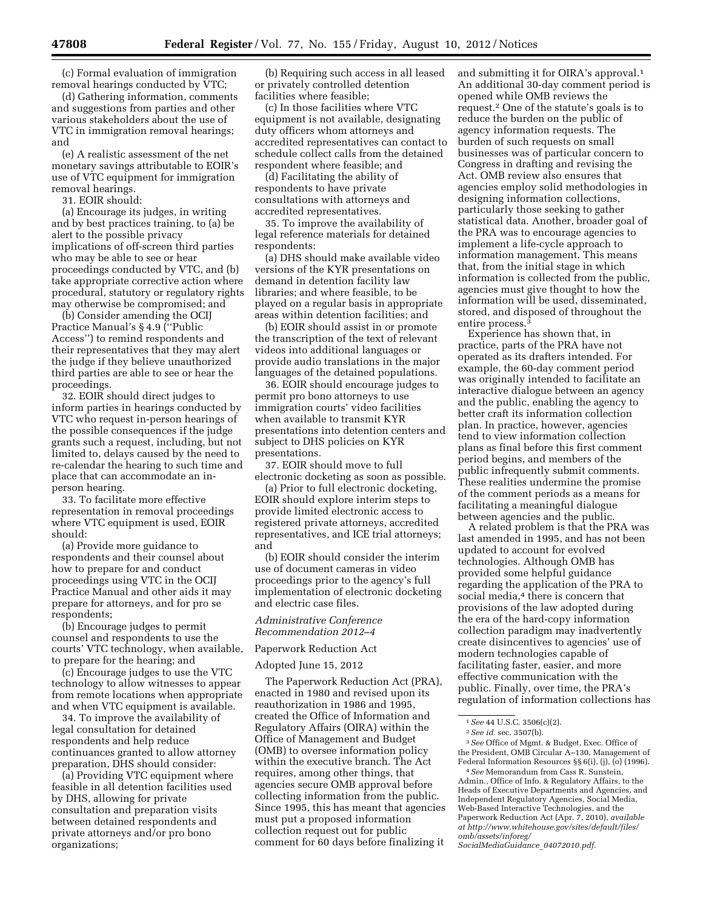(c) Formal evaluation of immigration removal hearings conducted by VTC;

(d) Gathering information, comments and suggestions from parties and other various stakeholders about the use of VTC in immigration removal hearings; and

(e) A realistic assessment of the net monetary savings attributable to EOIR's use of VTC equipment for immigration removal hearings.

31. EOIR should:

(a) Encourage its judges, in writing and by best practices training, to (a) be alert to the possible privacy implications of off-screen third parties who may be able to see or hear proceedings conducted by VTC, and (b) take appropriate corrective action where procedural, statutory or regulatory rights may otherwise be compromised; and

(b) Consider amending the OCIJ Practice Manual's § 4.9 (''Public Access'') to remind respondents and their representatives that they may alert the judge if they believe unauthorized third parties are able to see or hear the proceedings.

32. EOIR should direct judges to inform parties in hearings conducted by VTC who request in-person hearings of the possible consequences if the judge grants such a request, including, but not limited to, delays caused by the need to re-calendar the hearing to such time and place that can accommodate an in-person hearing.

33. To facilitate more effective representation in removal proceedings where VTC equipment is used, EOIR should:

(a) Provide more guidance to respondents and their counsel about how to prepare for and conduct proceedings using VTC in the OCIJ Practice Manual and other aids it may prepare for attorneys, and for pro se respondents;

(b) Encourage judges to permit counsel and respondents to use the courts' VTC technology, when available, to prepare for the hearing; and

(c) Encourage judges to use the VTC technology to allow witnesses to appear from remote locations when appropriate and when VTC equipment is available.

34. To improve the availability of legal consultation for detained respondents and help reduce continuances granted to allow attorney preparation, DHS should consider:

(a) Providing VTC equipment where feasible in all detention facilities used by DHS, allowing for private consultation and preparation visits between detained respondents and private attorneys and/or pro bono organizations;

(b) Requiring such access in all leased or privately controlled detention facilities where feasible;

(c) In those facilities where VTC equipment is not available, designating duty officers whom attorneys and accredited representatives can contact to schedule collect calls from the detained respondent where feasible; and

(d) Facilitating the ability of respondents to have private consultations with attorneys and accredited representatives.

35. To improve the availability of legal reference materials for detained respondents:

(a) DHS should make available video versions of the KYR presentations on demand in detention facility law libraries; and where feasible, to be played on a regular basis in appropriate areas within detention facilities; and

(b) EOIR should assist in or promote the transcription of the text of relevant videos into additional languages or provide audio translations in the major languages of the detained populations.

36. EOIR should encourage judges to permit pro bono attorneys to use immigration courts' video facilities when available to transmit KYR presentations into detention centers and subject to DHS policies on KYR presentations.

37. EOIR should move to full electronic docketing as soon as possible.

(a) Prior to full electronic docketing, EOIR should explore interim steps to provide limited electronic access to registered private attorneys, accredited representatives, and ICE trial attorneys; and

(b) EOIR should consider the interim use of document cameras in video proceedings prior to the agency's full implementation of electronic docketing and electric case files.

## *Administrative Conference Recommendation 2012–4*

Paperwork Reduction Act

Adopted June 15, 2012

The Paperwork Reduction Act (PRA), enacted in 1980 and revised upon its reauthorization in 1986 and 1995, created the Office of Information and Regulatory Affairs (OIRA) within the Office of Management and Budget (OMB) to oversee information policy within the executive branch. The Act requires, among other things, that agencies secure OMB approval before collecting information from the public. Since 1995, this has meant that agencies must put a proposed information collection request out for public comment for 60 days before finalizing it and submitting it for OIRA's approval.[1] An additional 30-day comment period is opened while OMB reviews the request.[2] One of the statute's goals is to reduce the burden on the public of agency information requests. The burden of such requests on small businesses was of particular concern to Congress in drafting and revising the Act. OMB review also ensures that agencies employ solid methodologies in designing information collections, particularly those seeking to gather statistical data. Another, broader goal of the PRA was to encourage agencies to implement a life-cycle approach to information management. This means that, from the initial stage in which information is collected from the public, agencies must give thought to how the information will be used, disseminated, stored, and disposed of throughout the entire process.[3]

Experience has shown that, in practice, parts of the PRA have not operated as its drafters intended. For example, the 60-day comment period was originally intended to facilitate an interactive dialogue between an agency and the public, enabling the agency to better craft its information collection plan. In practice, however, agencies tend to view information collection plans as final before this first comment period begins, and members of the public infrequently submit comments. These realities undermine the promise of the comment periods as a means for facilitating a meaningful dialogue between agencies and the public.

A related problem is that the PRA was last amended in 1995, and has not been updated to account for evolved technologies. Although OMB has provided some helpful guidance regarding the application of the PRA to social media,[4] there is concern that provisions of the law adopted during the era of the hard-copy information collection paradigm may inadvertently create disincentives to agencies' use of modern technologies capable of facilitating faster, easier, and more effective communication with the public. Finally, over time, the PRA's regulation of information collections has

---

[1] *See* 44 U.S.C. 3506(c)(2).

[2] *See id.* sec. 3507(b).

[3] *See* Office of Mgmt. & Budget, Exec. Office of the President, OMB Circular A–130, Management of Federal Information Resources §§ 6(i), (j), (o) (1996).

[4] *See* Memorandum from Cass R. Sunstein, Admin., Office of Info. & Regulatory Affairs, to the Heads of Executive Departments and Agencies, and Independent Regulatory Agencies, Social Media, Web-Based Interactive Technologies, and the Paperwork Reduction Act (Apr. 7, 2010), *available at http://www.whitehouse.gov/sites/default/files/omb/assets/inforeg/SocialMediaGuidance_04072010.pdf.*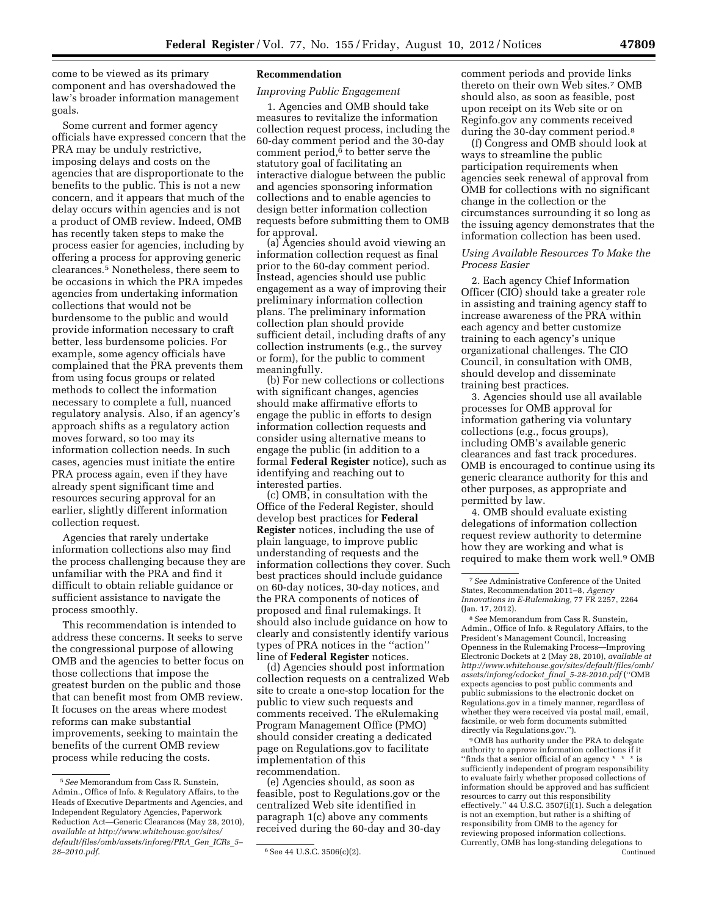come to be viewed as its primary component and has overshadowed the law's broader information management goals.

Some current and former agency officials have expressed concern that the PRA may be unduly restrictive, imposing delays and costs on the agencies that are disproportionate to the benefits to the public. This is not a new concern, and it appears that much of the delay occurs within agencies and is not a product of OMB review. Indeed, OMB has recently taken steps to make the process easier for agencies, including by offering a process for approving generic clearances.[5] Nonetheless, there seem to be occasions in which the PRA impedes agencies from undertaking information collections that would not be burdensome to the public and would provide information necessary to craft better, less burdensome policies. For example, some agency officials have complained that the PRA prevents them from using focus groups or related methods to collect the information necessary to complete a full, nuanced regulatory analysis. Also, if an agency's approach shifts as a regulatory action moves forward, so too may its information collection needs. In such cases, agencies must initiate the entire PRA process again, even if they have already spent significant time and resources securing approval for an earlier, slightly different information collection request.

Agencies that rarely undertake information collections also may find the process challenging because they are unfamiliar with the PRA and find it difficult to obtain reliable guidance or sufficient assistance to navigate the process smoothly.

This recommendation is intended to address these concerns. It seeks to serve the congressional purpose of allowing OMB and the agencies to better focus on those collections that impose the greatest burden on the public and those that can benefit most from OMB review. It focuses on the areas where modest reforms can make substantial improvements, seeking to maintain the benefits of the current OMB review process while reducing the costs.

## Recommendation

### *Improving Public Engagement*

1. Agencies and OMB should take measures to revitalize the information collection request process, including the 60-day comment period and the 30-day comment period,[6] to better serve the statutory goal of facilitating an interactive dialogue between the public and agencies sponsoring information collections and to enable agencies to design better information collection requests before submitting them to OMB for approval.

(a) Agencies should avoid viewing an information collection request as final prior to the 60-day comment period. Instead, agencies should use public engagement as a way of improving their preliminary information collection plans. The preliminary information collection plan should provide sufficient detail, including drafts of any collection instruments (e.g., the survey or form), for the public to comment meaningfully.

(b) For new collections or collections with significant changes, agencies should make affirmative efforts to engage the public in efforts to design information collection requests and consider using alternative means to engage the public (in addition to a formal **Federal Register** notice), such as identifying and reaching out to interested parties.

(c) OMB, in consultation with the Office of the Federal Register, should develop best practices for **Federal Register** notices, including the use of plain language, to improve public understanding of requests and the information collections they cover. Such best practices should include guidance on 60-day notices, 30-day notices, and the PRA components of notices of proposed and final rulemakings. It should also include guidance on how to clearly and consistently identify various types of PRA notices in the ''action'' line of **Federal Register** notices.

(d) Agencies should post information collection requests on a centralized Web site to create a one-stop location for the public to view such requests and comments received. The eRulemaking Program Management Office (PMO) should consider creating a dedicated page on Regulations.gov to facilitate implementation of this recommendation.

(e) Agencies should, as soon as feasible, post to Regulations.gov or the centralized Web site identified in paragraph 1(c) above any comments received during the 60-day and 30-day comment periods and provide links thereto on their own Web sites.[7] OMB should also, as soon as feasible, post upon receipt on its Web site or on Reginfo.gov any comments received during the 30-day comment period.[8]

(f) Congress and OMB should look at ways to streamline the public participation requirements when agencies seek renewal of approval from OMB for collections with no significant change in the collection or the circumstances surrounding it so long as the issuing agency demonstrates that the information collection has been used.

### *Using Available Resources To Make the Process Easier*

2. Each agency Chief Information Officer (CIO) should take a greater role in assisting and training agency staff to increase awareness of the PRA within each agency and better customize training to each agency's unique organizational challenges. The CIO Council, in consultation with OMB, should develop and disseminate training best practices.

3. Agencies should use all available processes for OMB approval for information gathering via voluntary collections (e.g., focus groups), including OMB's available generic clearances and fast track procedures. OMB is encouraged to continue using its generic clearance authority for this and other purposes, as appropriate and permitted by law.

4. OMB should evaluate existing delegations of information collection request review authority to determine how they are working and what is required to make them work well.[9] OMB

---

[5] *See* Memorandum from Cass R. Sunstein, Admin., Office of Info. & Regulatory Affairs, to the Heads of Executive Departments and Agencies, and Independent Regulatory Agencies, Paperwork Reduction Act—Generic Clearances (May 28, 2010), *available at http://www.whitehouse.gov/sites/default/files/omb/assets/inforeg/PRA_Gen_ICRs_5–28–2010.pdf*.

[6] See 44 U.S.C. 3506(c)(2).

[7] *See* Administrative Conference of the United States, Recommendation 2011–8, *Agency Innovations in E-Rulemaking,* 77 FR 2257, 2264 (Jan. 17, 2012).

[8] *See* Memorandum from Cass R. Sunstein, Admin., Office of Info. & Regulatory Affairs, to the President's Management Council, Increasing Openness in the Rulemaking Process—Improving Electronic Dockets at 2 (May 28, 2010), *available at http://www.whitehouse.gov/sites/default/files/omb/assets/inforeg/edocket_final_5-28-2010.pdf* (''OMB expects agencies to post public comments and public submissions to the electronic docket on Regulations.gov in a timely manner, regardless of whether they were received via postal mail, email, facsimile, or web form documents submitted directly via Regulations.gov.'').

[9] OMB has authority under the PRA to delegate authority to approve information collections if it ''finds that a senior official of an agency * * * is sufficiently independent of program responsibility to evaluate fairly whether proposed collections of information should be approved and has sufficient resources to carry out this responsibility effectively.'' 44 U.S.C. 3507(i)(1). Such a delegation is not an exemption, but rather is a shifting of responsibility from OMB to the agency for reviewing proposed information collections. Currently, OMB has long-standing delegations to Continued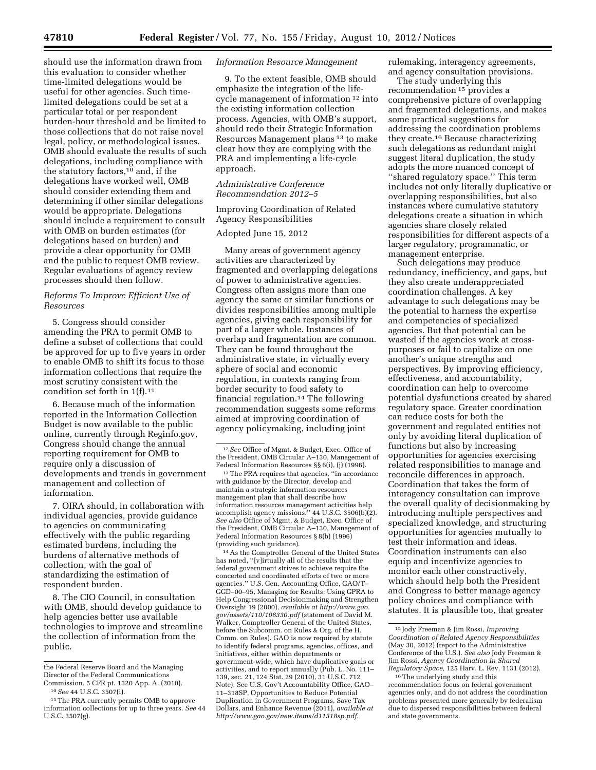should use the information drawn from this evaluation to consider whether time-limited delegations would be useful for other agencies. Such time-limited delegations could be set at a particular total or per respondent burden-hour threshold and be limited to those collections that do not raise novel legal, policy, or methodological issues. OMB should evaluate the results of such delegations, including compliance with the statutory factors,[10] and, if the delegations have worked well, OMB should consider extending them and determining if other similar delegations would be appropriate. Delegations should include a requirement to consult with OMB on burden estimates (for delegations based on burden) and provide a clear opportunity for OMB and the public to request OMB review. Regular evaluations of agency review processes should then follow.

*Reforms To Improve Efficient Use of Resources*

5. Congress should consider amending the PRA to permit OMB to define a subset of collections that could be approved for up to five years in order to enable OMB to shift its focus to those information collections that require the most scrutiny consistent with the condition set forth in 1(f).[11]

6. Because much of the information reported in the Information Collection Budget is now available to the public online, currently through Reginfo.gov, Congress should change the annual reporting requirement for OMB to require only a discussion of developments and trends in government management and collection of information.

7. OIRA should, in collaboration with individual agencies, provide guidance to agencies on communicating effectively with the public regarding estimated burdens, including the burdens of alternative methods of collection, with the goal of standardizing the estimation of respondent burden.

8. The CIO Council, in consultation with OMB, should develop guidance to help agencies better use available technologies to improve and streamline the collection of information from the public.

*Information Resource Management*

9. To the extent feasible, OMB should emphasize the integration of the life-cycle management of information[12] into the existing information collection process. Agencies, with OMB's support, should redo their Strategic Information Resources Management plans[13] to make clear how they are complying with the PRA and implementing a life-cycle approach.

*Administrative Conference Recommendation 2012–5*

Improving Coordination of Related Agency Responsibilities

Adopted June 15, 2012

Many areas of government agency activities are characterized by fragmented and overlapping delegations of power to administrative agencies. Congress often assigns more than one agency the same or similar functions or divides responsibilities among multiple agencies, giving each responsibility for part of a larger whole. Instances of overlap and fragmentation are common. They can be found throughout the administrative state, in virtually every sphere of social and economic regulation, in contexts ranging from border security to food safety to financial regulation.[14] The following recommendation suggests some reforms aimed at improving coordination of agency policymaking, including joint rulemaking, interagency agreements, and agency consultation provisions.

The study underlying this recommendation[15] provides a comprehensive picture of overlapping and fragmented delegations, and makes some practical suggestions for addressing the coordination problems they create.[16] Because characterizing such delegations as redundant might suggest literal duplication, the study adopts the more nuanced concept of ''shared regulatory space.'' This term includes not only literally duplicative or overlapping responsibilities, but also instances where cumulative statutory delegations create a situation in which agencies share closely related responsibilities for different aspects of a larger regulatory, programmatic, or management enterprise.

Such delegations may produce redundancy, inefficiency, and gaps, but they also create underappreciated coordination challenges. A key advantage to such delegations may be the potential to harness the expertise and competencies of specialized agencies. But that potential can be wasted if the agencies work at cross-purposes or fail to capitalize on one another's unique strengths and perspectives. By improving efficiency, effectiveness, and accountability, coordination can help to overcome potential dysfunctions created by shared regulatory space. Greater coordination can reduce costs for both the government and regulated entities not only by avoiding literal duplication of functions but also by increasing opportunities for agencies exercising related responsibilities to manage and reconcile differences in approach. Coordination that takes the form of interagency consultation can improve the overall quality of decisionmaking by introducing multiple perspectives and specialized knowledge, and structuring opportunities for agencies mutually to test their information and ideas. Coordination instruments can also equip and incentivize agencies to monitor each other constructively, which should help both the President and Congress to better manage agency policy choices and compliance with statutes. It is plausible too, that greater

---

the Federal Reserve Board and the Managing Director of the Federal Communications Commission. 5 CFR pt. 1320 App. A. (2010).

[10] *See* 44 U.S.C. 3507(i).

[11] The PRA currently permits OMB to approve information collections for up to three years. *See* 44 U.S.C. 3507(g).

[12] *See* Office of Mgmt. & Budget, Exec. Office of the President, OMB Circular A–130, Management of Federal Information Resources §§ 6(i), (j) (1996).

[13] The PRA requires that agencies, ''in accordance with guidance by the Director, develop and maintain a strategic information resources management plan that shall describe how information resources management activities help accomplish agency missions.'' 44 U.S.C. 3506(b)(2). *See also* Office of Mgmt. & Budget, Exec. Office of the President, OMB Circular A–130, Management of Federal Information Resources § 8(b) (1996) (providing such guidance).

[14] As the Comptroller General of the United States has noted, ''[v]irtually all of the results that the federal government strives to achieve require the concerted and coordinated efforts of two or more agencies.'' U.S. Gen. Accounting Office, GAO/T–GGD–00–95, Managing for Results: Using GPRA to Help Congressional Decisionmaking and Strengthen Oversight 19 (2000), *available at http://www.gao.gov/assets/110/108330.pdf* (statement of David M. Walker, Comptroller General of the United States, before the Subcomm. on Rules & Org. of the H. Comm. on Rules). GAO is now required by statute to identify federal programs, agencies, offices, and initiatives, either within departments or government-wide, which have duplicative goals or activities, and to report annually (Pub. L. No. 111–139, sec. 21, 124 Stat. 29 (2010), 31 U.S.C. 712 Note). See U.S. Gov't Accountability Office, GAO–11–318SP, Opportunities to Reduce Potential Duplication in Government Programs, Save Tax Dollars, and Enhance Revenue (2011), *available at http://www.gao.gov/new.items/d11318sp.pdf*.

[15] Jody Freeman & Jim Rossi, *Improving Coordination of Related Agency Responsibilities* (May 30, 2012) (report to the Administrative Conference of the U.S.). *See also* Jody Freeman & Jim Rossi, *Agency Coordination in Shared Regulatory Space,* 125 Harv. L. Rev. 1131 (2012).

[16] The underlying study and this recommendation focus on federal government agencies only, and do not address the coordination problems presented more generally by federalism due to dispersed responsibilities between federal and state governments.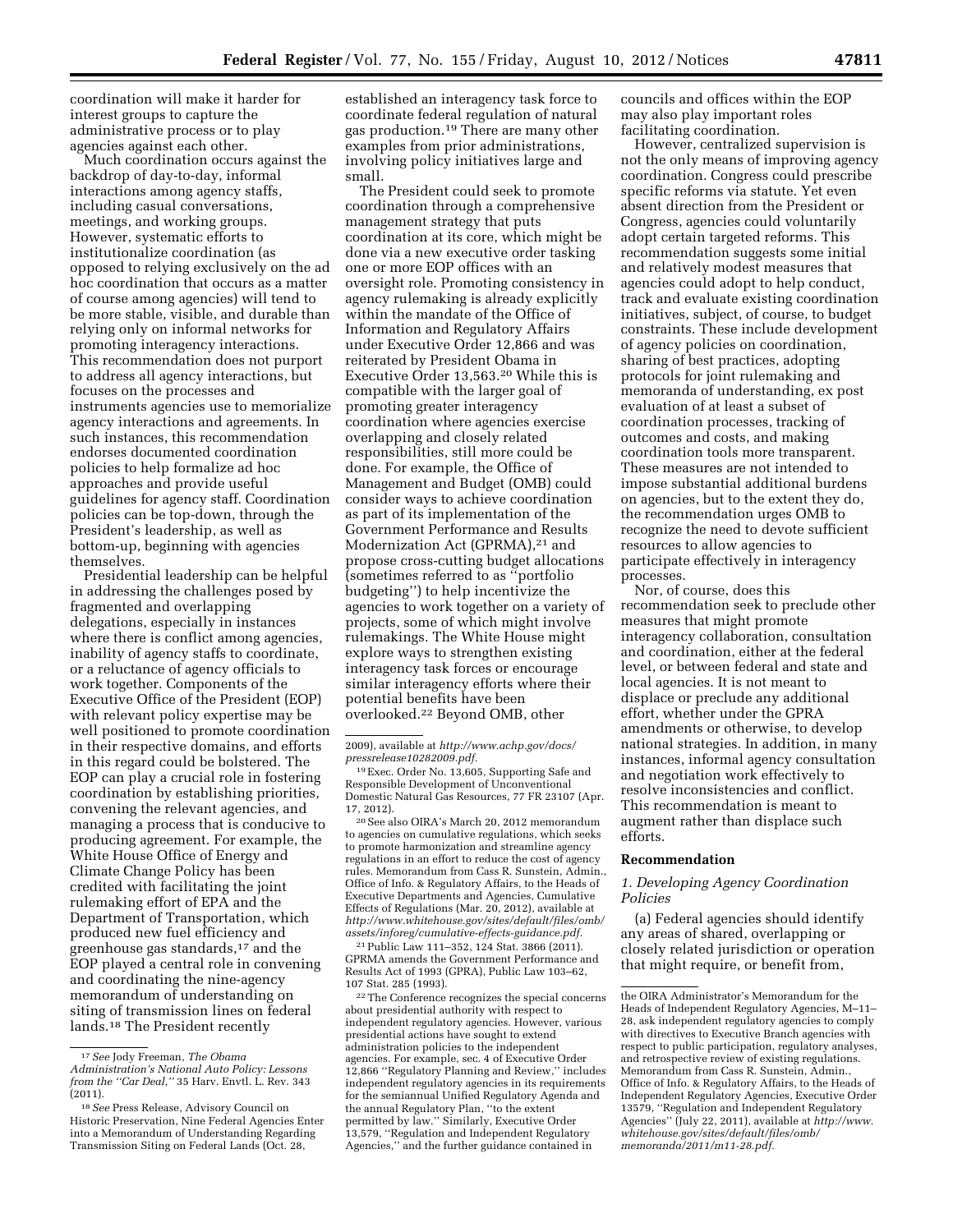coordination will make it harder for interest groups to capture the administrative process or to play agencies against each other.

Much coordination occurs against the backdrop of day-to-day, informal interactions among agency staffs, including casual conversations, meetings, and working groups. However, systematic efforts to institutionalize coordination (as opposed to relying exclusively on the ad hoc coordination that occurs as a matter of course among agencies) will tend to be more stable, visible, and durable than relying only on informal networks for promoting interagency interactions. This recommendation does not purport to address all agency interactions, but focuses on the processes and instruments agencies use to memorialize agency interactions and agreements. In such instances, this recommendation endorses documented coordination policies to help formalize ad hoc approaches and provide useful guidelines for agency staff. Coordination policies can be top-down, through the President's leadership, as well as bottom-up, beginning with agencies themselves.

Presidential leadership can be helpful in addressing the challenges posed by fragmented and overlapping delegations, especially in instances where there is conflict among agencies, inability of agency staffs to coordinate, or a reluctance of agency officials to work together. Components of the Executive Office of the President (EOP) with relevant policy expertise may be well positioned to promote coordination in their respective domains, and efforts in this regard could be bolstered. The EOP can play a crucial role in fostering coordination by establishing priorities, convening the relevant agencies, and managing a process that is conducive to producing agreement. For example, the White House Office of Energy and Climate Change Policy has been credited with facilitating the joint rulemaking effort of EPA and the Department of Transportation, which produced new fuel efficiency and greenhouse gas standards,[17] and the EOP played a central role in convening and coordinating the nine-agency memorandum of understanding on siting of transmission lines on federal lands.[18] The President recently established an interagency task force to coordinate federal regulation of natural gas production.[19] There are many other examples from prior administrations, involving policy initiatives large and small.

The President could seek to promote coordination through a comprehensive management strategy that puts coordination at its core, which might be done via a new executive order tasking one or more EOP offices with an oversight role. Promoting consistency in agency rulemaking is already explicitly within the mandate of the Office of Information and Regulatory Affairs under Executive Order 12,866 and was reiterated by President Obama in Executive Order 13,563.[20] While this is compatible with the larger goal of promoting greater interagency coordination where agencies exercise overlapping and closely related responsibilities, still more could be done. For example, the Office of Management and Budget (OMB) could consider ways to achieve coordination as part of its implementation of the Government Performance and Results Modernization Act (GPRMA),[21] and propose cross-cutting budget allocations (sometimes referred to as "portfolio budgeting") to help incentivize the agencies to work together on a variety of projects, some of which might involve rulemakings. The White House might explore ways to strengthen existing interagency task forces or encourage similar interagency efforts where their potential benefits have been overlooked.[22] Beyond OMB, other councils and offices within the EOP may also play important roles facilitating coordination.

However, centralized supervision is not the only means of improving agency coordination. Congress could prescribe specific reforms via statute. Yet even absent direction from the President or Congress, agencies could voluntarily adopt certain targeted reforms. This recommendation suggests some initial and relatively modest measures that agencies could adopt to help conduct, track and evaluate existing coordination initiatives, subject, of course, to budget constraints. These include development of agency policies on coordination, sharing of best practices, adopting protocols for joint rulemaking and memoranda of understanding, ex post evaluation of at least a subset of coordination processes, tracking of outcomes and costs, and making coordination tools more transparent. These measures are not intended to impose substantial additional burdens on agencies, but to the extent they do, the recommendation urges OMB to recognize the need to devote sufficient resources to allow agencies to participate effectively in interagency processes.

Nor, of course, does this recommendation seek to preclude other measures that might promote interagency collaboration, consultation and coordination, either at the federal level, or between federal and state and local agencies. It is not meant to displace or preclude any additional effort, whether under the GPRA amendments or otherwise, to develop national strategies. In addition, in many instances, informal agency consultation and negotiation work effectively to resolve inconsistencies and conflict. This recommendation is meant to augment rather than displace such efforts.

## Recommendation

### *1. Developing Agency Coordination Policies*

(a) Federal agencies should identify any areas of shared, overlapping or closely related jurisdiction or operation that might require, or benefit from,

---

[17] *See* Jody Freeman, *The Obama Administration's National Auto Policy: Lessons from the "Car Deal,"* 35 Harv. Envtl. L. Rev. 343 (2011).

[18] *See* Press Release, Advisory Council on Historic Preservation, Nine Federal Agencies Enter into a Memorandum of Understanding Regarding Transmission Siting on Federal Lands (Oct. 28, 2009), available at *http://www.achp.gov/docs/pressrelease10282009.pdf.*

[19] Exec. Order No. 13,605, Supporting Safe and Responsible Development of Unconventional Domestic Natural Gas Resources, 77 FR 23107 (Apr. 17, 2012).

[20] See also OIRA's March 20, 2012 memorandum to agencies on cumulative regulations, which seeks to promote harmonization and streamline agency regulations in an effort to reduce the cost of agency rules. Memorandum from Cass R. Sunstein, Admin., Office of Info. & Regulatory Affairs, to the Heads of Executive Departments and Agencies, Cumulative Effects of Regulations (Mar. 20, 2012), available at *http://www.whitehouse.gov/sites/default/files/omb/assets/inforeg/cumulative-effects-guidance.pdf.*

[21] Public Law 111–352, 124 Stat. 3866 (2011). GPRMA amends the Government Performance and Results Act of 1993 (GPRA), Public Law 103–62, 107 Stat. 285 (1993).

[22] The Conference recognizes the special concerns about presidential authority with respect to independent regulatory agencies. However, various presidential actions have sought to extend administration policies to the independent agencies. For example, sec. 4 of Executive Order 12,866 "Regulatory Planning and Review," includes independent regulatory agencies in its requirements for the semiannual Unified Regulatory Agenda and the annual Regulatory Plan, "to the extent permitted by law." Similarly, Executive Order 13,579, "Regulation and Independent Regulatory Agencies," and the further guidance contained in the OIRA Administrator's Memorandum for the Heads of Independent Regulatory Agencies, M–11–28, ask independent regulatory agencies to comply with directives to Executive Branch agencies with respect to public participation, regulatory analyses, and retrospective review of existing regulations. Memorandum from Cass R. Sunstein, Admin., Office of Info. & Regulatory Affairs, to the Heads of Independent Regulatory Agencies, Executive Order 13579, "Regulation and Independent Regulatory Agencies" (July 22, 2011), available at *http://www.whitehouse.gov/sites/default/files/omb/memoranda/2011/m11-28.pdf.*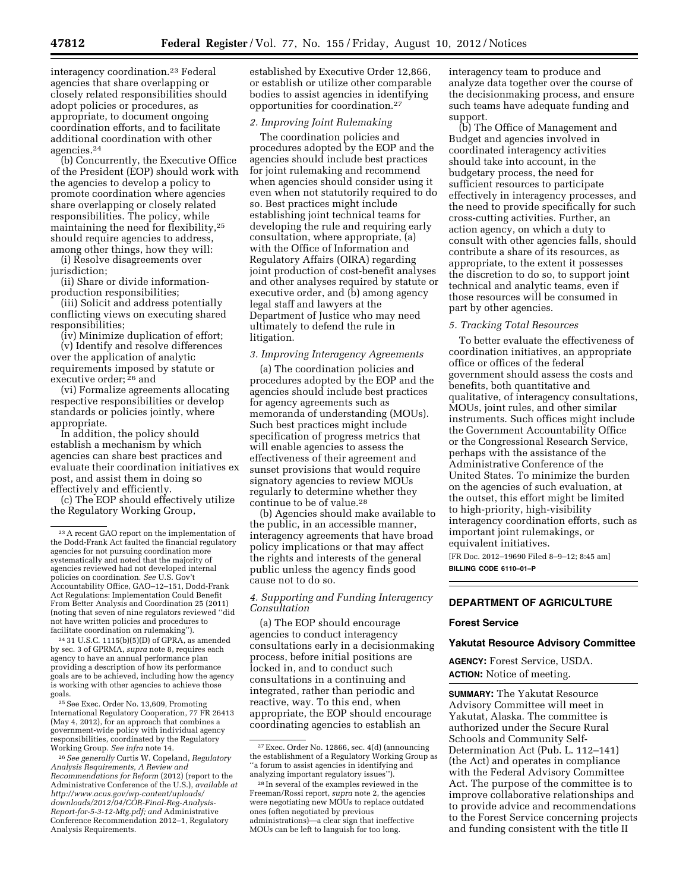interagency coordination.[23] Federal agencies that share overlapping or closely related responsibilities should adopt policies or procedures, as appropriate, to document ongoing coordination efforts, and to facilitate additional coordination with other agencies.[24]

(b) Concurrently, the Executive Office of the President (EOP) should work with the agencies to develop a policy to promote coordination where agencies share overlapping or closely related responsibilities. The policy, while maintaining the need for flexibility,[25] should require agencies to address, among other things, how they will:

(i) Resolve disagreements over jurisdiction;

(ii) Share or divide information-production responsibilities;

(iii) Solicit and address potentially conflicting views on executing shared responsibilities;

(iv) Minimize duplication of effort;

(v) Identify and resolve differences over the application of analytic requirements imposed by statute or executive order;[26] and

(vi) Formalize agreements allocating respective responsibilities or develop standards or policies jointly, where appropriate.

In addition, the policy should establish a mechanism by which agencies can share best practices and evaluate their coordination initiatives ex post, and assist them in doing so effectively and efficiently.

(c) The EOP should effectively utilize the Regulatory Working Group, established by Executive Order 12,866, or establish or utilize other comparable bodies to assist agencies in identifying opportunities for coordination.[27]

*2. Improving Joint Rulemaking*

The coordination policies and procedures adopted by the EOP and the agencies should include best practices for joint rulemaking and recommend when agencies should consider using it even when not statutorily required to do so. Best practices might include establishing joint technical teams for developing the rule and requiring early consultation, where appropriate, (a) with the Office of Information and Regulatory Affairs (OIRA) regarding joint production of cost-benefit analyses and other analyses required by statute or executive order, and (b) among agency legal staff and lawyers at the Department of Justice who may need ultimately to defend the rule in litigation.

*3. Improving Interagency Agreements*

(a) The coordination policies and procedures adopted by the EOP and the agencies should include best practices for agency agreements such as memoranda of understanding (MOUs). Such best practices might include specification of progress metrics that will enable agencies to assess the effectiveness of their agreement and sunset provisions that would require signatory agencies to review MOUs regularly to determine whether they continue to be of value.[28]

(b) Agencies should make available to the public, in an accessible manner, interagency agreements that have broad policy implications or that may affect the rights and interests of the general public unless the agency finds good cause not to do so.

*4. Supporting and Funding Interagency Consultation*

(a) The EOP should encourage agencies to conduct interagency consultations early in a decisionmaking process, before initial positions are locked in, and to conduct such consultations in a continuing and integrated, rather than periodic and reactive, way. To this end, when appropriate, the EOP should encourage coordinating agencies to establish an interagency team to produce and analyze data together over the course of the decisionmaking process, and ensure such teams have adequate funding and support.

(b) The Office of Management and Budget and agencies involved in coordinated interagency activities should take into account, in the budgetary process, the need for sufficient resources to participate effectively in interagency processes, and the need to provide specifically for such cross-cutting activities. Further, an action agency, on which a duty to consult with other agencies falls, should contribute a share of its resources, as appropriate, to the extent it possesses the discretion to do so, to support joint technical and analytic teams, even if those resources will be consumed in part by other agencies.

*5. Tracking Total Resources*

To better evaluate the effectiveness of coordination initiatives, an appropriate office or offices of the federal government should assess the costs and benefits, both quantitative and qualitative, of interagency consultations, MOUs, joint rules, and other similar instruments. Such offices might include the Government Accountability Office or the Congressional Research Service, perhaps with the assistance of the Administrative Conference of the United States. To minimize the burden on the agencies of such evaluation, at the outset, this effort might be limited to high-priority, high-visibility interagency coordination efforts, such as important joint rulemakings, or equivalent initiatives.

[FR Doc. 2012–19690 Filed 8–9–12; 8:45 am]

**BILLING CODE 6110–01–P**

---

[23] A recent GAO report on the implementation of the Dodd-Frank Act faulted the financial regulatory agencies for not pursuing coordination more systematically and noted that the majority of agencies reviewed had not developed internal policies on coordination. *See* U.S. Gov't Accountability Office, GAO–12–151, Dodd-Frank Act Regulations: Implementation Could Benefit From Better Analysis and Coordination 25 (2011) (noting that seven of nine regulators reviewed "did not have written policies and procedures to facilitate coordination on rulemaking").

[24] 31 U.S.C. 1115(b)(5)(D) of GPRA, as amended by sec. 3 of GPRMA, *supra* note 8, requires each agency to have an annual performance plan providing a description of how its performance goals are to be achieved, including how the agency is working with other agencies to achieve those goals.

[25] See Exec. Order No. 13,609, Promoting International Regulatory Cooperation, 77 FR 26413 (May 4, 2012), for an approach that combines a government-wide policy with individual agency responsibilities, coordinated by the Regulatory Working Group. *See infra* note 14.

[26] *See generally* Curtis W. Copeland, *Regulatory Analysis Requirements, A Review and Recommendations for Reform* (2012) (report to the Administrative Conference of the U.S.), *available at http://www.acus.gov/wp-content/uploads/downloads/2012/04/COR-Final-Reg-Analysis-Report-for-5-3-12-Mtg.pdf; and* Administrative Conference Recommendation 2012–1, Regulatory Analysis Requirements.

[27] Exec. Order No. 12866, sec. 4(d) (announcing the establishment of a Regulatory Working Group as "a forum to assist agencies in identifying and analyzing important regulatory issues").

[28] In several of the examples reviewed in the Freeman/Rossi report, *supra* note 2, the agencies were negotiating new MOUs to replace outdated ones (often negotiated by previous administrations)—a clear sign that ineffective MOUs can be left to languish for too long.

---

## DEPARTMENT OF AGRICULTURE

### Forest Service

### Yakutat Resource Advisory Committee

**AGENCY:** Forest Service, USDA.

**ACTION:** Notice of meeting.

**SUMMARY:** The Yakutat Resource Advisory Committee will meet in Yakutat, Alaska. The committee is authorized under the Secure Rural Schools and Community Self-Determination Act (Pub. L. 112–141) (the Act) and operates in compliance with the Federal Advisory Committee Act. The purpose of the committee is to improve collaborative relationships and to provide advice and recommendations to the Forest Service concerning projects and funding consistent with the title II